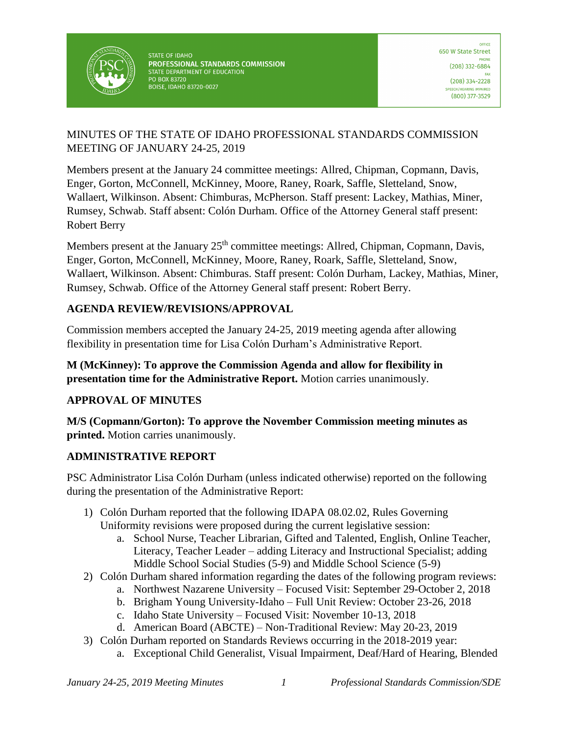STATE OF IDAHO
**PROFESSIONAL STANDARDS COMMISSION**
STATE DEPARTMENT OF EDUCATION
PO BOX 83720
BOISE, IDAHO 83720-0027

OFFICE
650 W State Street
PHONE
(208) 332-6884
FAX
(208) 334-2228
SPEECH/HEARING IMPAIRED
(800) 377-3529

MINUTES OF THE STATE OF IDAHO PROFESSIONAL STANDARDS COMMISSION MEETING OF JANUARY 24-25, 2019

Members present at the January 24 committee meetings: Allred, Chipman, Copmann, Davis, Enger, Gorton, McConnell, McKinney, Moore, Raney, Roark, Saffle, Sletteland, Snow, Wallaert, Wilkinson. Absent: Chimburas, McPherson. Staff present: Lackey, Mathias, Miner, Rumsey, Schwab. Staff absent: Colón Durham. Office of the Attorney General staff present: Robert Berry

Members present at the January 25th committee meetings: Allred, Chipman, Copmann, Davis, Enger, Gorton, McConnell, McKinney, Moore, Raney, Roark, Saffle, Sletteland, Snow, Wallaert, Wilkinson. Absent: Chimburas. Staff present: Colón Durham, Lackey, Mathias, Miner, Rumsey, Schwab. Office of the Attorney General staff present: Robert Berry.

## AGENDA REVIEW/REVISIONS/APPROVAL

Commission members accepted the January 24-25, 2019 meeting agenda after allowing flexibility in presentation time for Lisa Colón Durham's Administrative Report.

**M (McKinney): To approve the Commission Agenda and allow for flexibility in presentation time for the Administrative Report.** Motion carries unanimously.

## APPROVAL OF MINUTES

**M/S (Copmann/Gorton): To approve the November Commission meeting minutes as printed.** Motion carries unanimously.

## ADMINISTRATIVE REPORT

PSC Administrator Lisa Colón Durham (unless indicated otherwise) reported on the following during the presentation of the Administrative Report:

1) Colón Durham reported that the following IDAPA 08.02.02, Rules Governing Uniformity revisions were proposed during the current legislative session:
    a. School Nurse, Teacher Librarian, Gifted and Talented, English, Online Teacher, Literacy, Teacher Leader – adding Literacy and Instructional Specialist; adding Middle School Social Studies (5-9) and Middle School Science (5-9)
2) Colón Durham shared information regarding the dates of the following program reviews:
    a. Northwest Nazarene University – Focused Visit: September 29-October 2, 2018
    b. Brigham Young University-Idaho – Full Unit Review: October 23-26, 2018
    c. Idaho State University – Focused Visit: November 10-13, 2018
    d. American Board (ABCTE) – Non-Traditional Review: May 20-23, 2019
3) Colón Durham reported on Standards Reviews occurring in the 2018-2019 year:
    a. Exceptional Child Generalist, Visual Impairment, Deaf/Hard of Hearing, Blended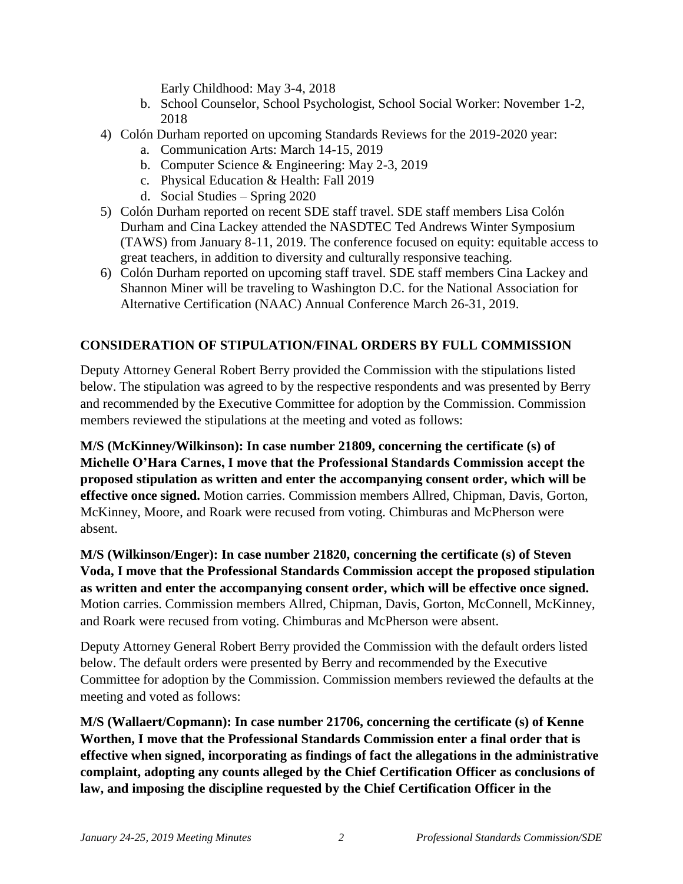Early Childhood: May 3-4, 2018

   b. School Counselor, School Psychologist, School Social Worker: November 1-2, 2018

4) Colón Durham reported on upcoming Standards Reviews for the 2019-2020 year:
   a. Communication Arts: March 14-15, 2019
   b. Computer Science & Engineering: May 2-3, 2019
   c. Physical Education & Health: Fall 2019
   d. Social Studies – Spring 2020
5) Colón Durham reported on recent SDE staff travel. SDE staff members Lisa Colón Durham and Cina Lackey attended the NASDTEC Ted Andrews Winter Symposium (TAWS) from January 8-11, 2019. The conference focused on equity: equitable access to great teachers, in addition to diversity and culturally responsive teaching.
6) Colón Durham reported on upcoming staff travel. SDE staff members Cina Lackey and Shannon Miner will be traveling to Washington D.C. for the National Association for Alternative Certification (NAAC) Annual Conference March 26-31, 2019.

## CONSIDERATION OF STIPULATION/FINAL ORDERS BY FULL COMMISSION

Deputy Attorney General Robert Berry provided the Commission with the stipulations listed below. The stipulation was agreed to by the respective respondents and was presented by Berry and recommended by the Executive Committee for adoption by the Commission. Commission members reviewed the stipulations at the meeting and voted as follows:

**M/S (McKinney/Wilkinson): In case number 21809, concerning the certificate (s) of Michelle O'Hara Carnes, I move that the Professional Standards Commission accept the proposed stipulation as written and enter the accompanying consent order, which will be effective once signed.** Motion carries. Commission members Allred, Chipman, Davis, Gorton, McKinney, Moore, and Roark were recused from voting. Chimburas and McPherson were absent.

**M/S (Wilkinson/Enger): In case number 21820, concerning the certificate (s) of Steven Voda, I move that the Professional Standards Commission accept the proposed stipulation as written and enter the accompanying consent order, which will be effective once signed.** Motion carries. Commission members Allred, Chipman, Davis, Gorton, McConnell, McKinney, and Roark were recused from voting. Chimburas and McPherson were absent.

Deputy Attorney General Robert Berry provided the Commission with the default orders listed below. The default orders were presented by Berry and recommended by the Executive Committee for adoption by the Commission. Commission members reviewed the defaults at the meeting and voted as follows:

**M/S (Wallaert/Copmann): In case number 21706, concerning the certificate (s) of Kenne Worthen, I move that the Professional Standards Commission enter a final order that is effective when signed, incorporating as findings of fact the allegations in the administrative complaint, adopting any counts alleged by the Chief Certification Officer as conclusions of law, and imposing the discipline requested by the Chief Certification Officer in the**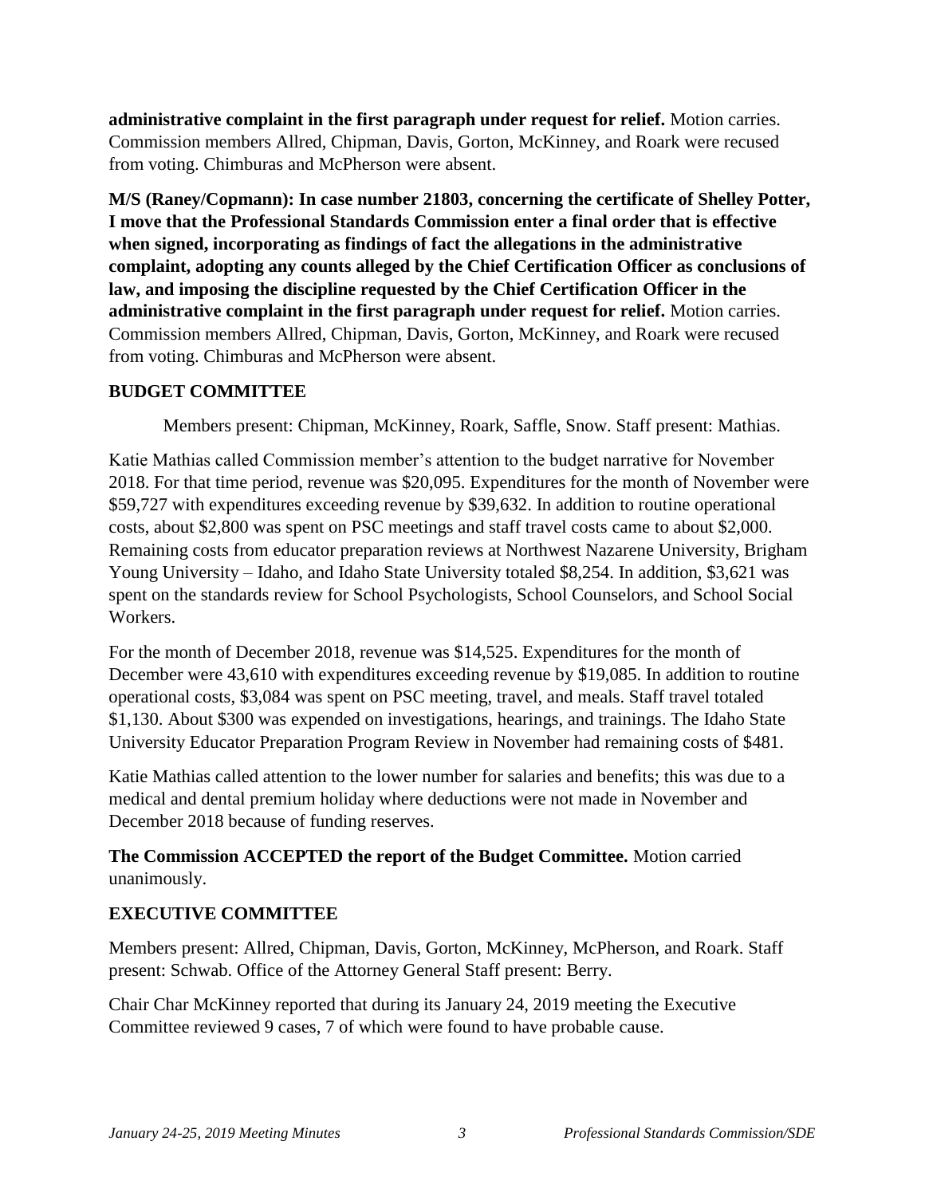**administrative complaint in the first paragraph under request for relief.** Motion carries. Commission members Allred, Chipman, Davis, Gorton, McKinney, and Roark were recused from voting. Chimburas and McPherson were absent.

**M/S (Raney/Copmann): In case number 21803, concerning the certificate of Shelley Potter, I move that the Professional Standards Commission enter a final order that is effective when signed, incorporating as findings of fact the allegations in the administrative complaint, adopting any counts alleged by the Chief Certification Officer as conclusions of law, and imposing the discipline requested by the Chief Certification Officer in the administrative complaint in the first paragraph under request for relief.** Motion carries. Commission members Allred, Chipman, Davis, Gorton, McKinney, and Roark were recused from voting. Chimburas and McPherson were absent.

**BUDGET COMMITTEE**

Members present: Chipman, McKinney, Roark, Saffle, Snow. Staff present: Mathias.

Katie Mathias called Commission member's attention to the budget narrative for November 2018. For that time period, revenue was $20,095. Expenditures for the month of November were $59,727 with expenditures exceeding revenue by $39,632. In addition to routine operational costs, about $2,800 was spent on PSC meetings and staff travel costs came to about $2,000. Remaining costs from educator preparation reviews at Northwest Nazarene University, Brigham Young University – Idaho, and Idaho State University totaled $8,254. In addition, $3,621 was spent on the standards review for School Psychologists, School Counselors, and School Social Workers.

For the month of December 2018, revenue was $14,525. Expenditures for the month of December were 43,610 with expenditures exceeding revenue by $19,085. In addition to routine operational costs, $3,084 was spent on PSC meeting, travel, and meals. Staff travel totaled $1,130. About $300 was expended on investigations, hearings, and trainings. The Idaho State University Educator Preparation Program Review in November had remaining costs of $481.

Katie Mathias called attention to the lower number for salaries and benefits; this was due to a medical and dental premium holiday where deductions were not made in November and December 2018 because of funding reserves.

**The Commission ACCEPTED the report of the Budget Committee.** Motion carried unanimously.

**EXECUTIVE COMMITTEE**

Members present: Allred, Chipman, Davis, Gorton, McKinney, McPherson, and Roark. Staff present: Schwab. Office of the Attorney General Staff present: Berry.

Chair Char McKinney reported that during its January 24, 2019 meeting the Executive Committee reviewed 9 cases, 7 of which were found to have probable cause.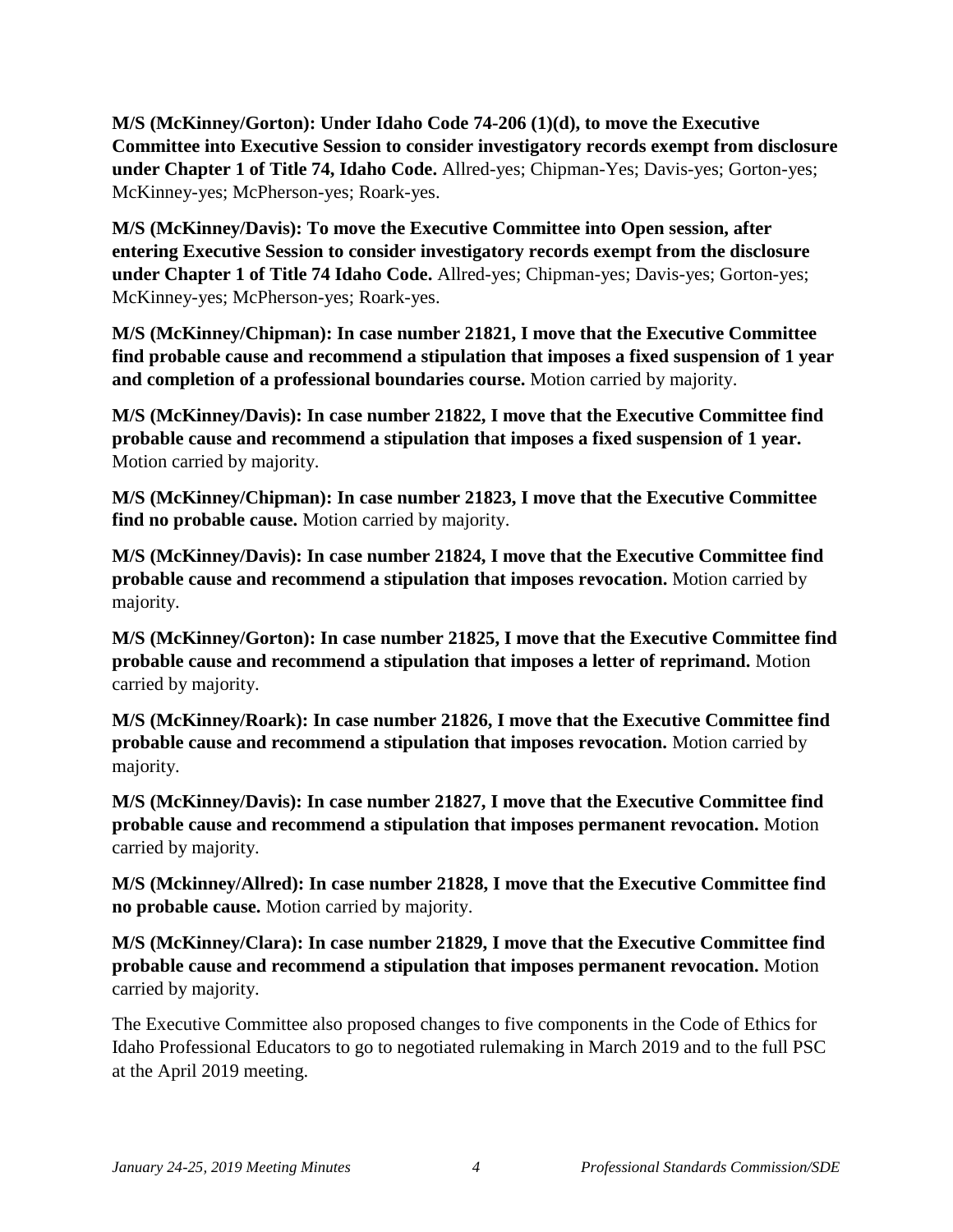**M/S (McKinney/Gorton): Under Idaho Code 74-206 (1)(d), to move the Executive Committee into Executive Session to consider investigatory records exempt from disclosure under Chapter 1 of Title 74, Idaho Code.** Allred-yes; Chipman-Yes; Davis-yes; Gorton-yes; McKinney-yes; McPherson-yes; Roark-yes.

**M/S (McKinney/Davis): To move the Executive Committee into Open session, after entering Executive Session to consider investigatory records exempt from the disclosure under Chapter 1 of Title 74 Idaho Code.** Allred-yes; Chipman-yes; Davis-yes; Gorton-yes; McKinney-yes; McPherson-yes; Roark-yes.

**M/S (McKinney/Chipman): In case number 21821, I move that the Executive Committee find probable cause and recommend a stipulation that imposes a fixed suspension of 1 year and completion of a professional boundaries course.** Motion carried by majority.

**M/S (McKinney/Davis): In case number 21822, I move that the Executive Committee find probable cause and recommend a stipulation that imposes a fixed suspension of 1 year.** Motion carried by majority.

**M/S (McKinney/Chipman): In case number 21823, I move that the Executive Committee find no probable cause.** Motion carried by majority.

**M/S (McKinney/Davis): In case number 21824, I move that the Executive Committee find probable cause and recommend a stipulation that imposes revocation.** Motion carried by majority.

**M/S (McKinney/Gorton): In case number 21825, I move that the Executive Committee find probable cause and recommend a stipulation that imposes a letter of reprimand.** Motion carried by majority.

**M/S (McKinney/Roark): In case number 21826, I move that the Executive Committee find probable cause and recommend a stipulation that imposes revocation.** Motion carried by majority.

**M/S (McKinney/Davis): In case number 21827, I move that the Executive Committee find probable cause and recommend a stipulation that imposes permanent revocation.** Motion carried by majority.

**M/S (Mckinney/Allred): In case number 21828, I move that the Executive Committee find no probable cause.** Motion carried by majority.

**M/S (McKinney/Clara): In case number 21829, I move that the Executive Committee find probable cause and recommend a stipulation that imposes permanent revocation.** Motion carried by majority.

The Executive Committee also proposed changes to five components in the Code of Ethics for Idaho Professional Educators to go to negotiated rulemaking in March 2019 and to the full PSC at the April 2019 meeting.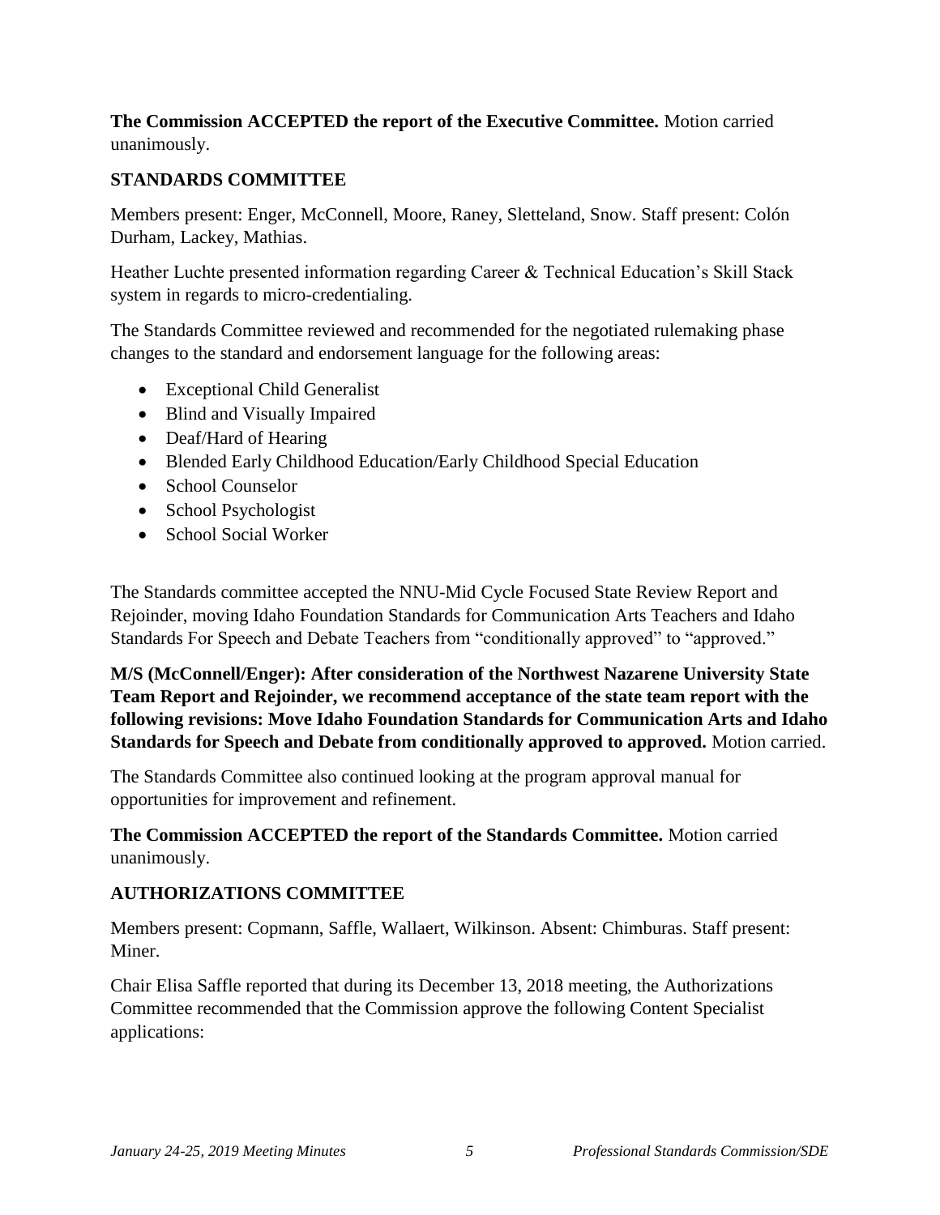**The Commission ACCEPTED the report of the Executive Committee.** Motion carried unanimously.

## STANDARDS COMMITTEE

Members present: Enger, McConnell, Moore, Raney, Sletteland, Snow. Staff present: Colón Durham, Lackey, Mathias.

Heather Luchte presented information regarding Career & Technical Education's Skill Stack system in regards to micro-credentialing.

The Standards Committee reviewed and recommended for the negotiated rulemaking phase changes to the standard and endorsement language for the following areas:

- Exceptional Child Generalist
- Blind and Visually Impaired
- Deaf/Hard of Hearing
- Blended Early Childhood Education/Early Childhood Special Education
- School Counselor
- School Psychologist
- School Social Worker

The Standards committee accepted the NNU-Mid Cycle Focused State Review Report and Rejoinder, moving Idaho Foundation Standards for Communication Arts Teachers and Idaho Standards For Speech and Debate Teachers from "conditionally approved" to "approved."

**M/S (McConnell/Enger): After consideration of the Northwest Nazarene University State Team Report and Rejoinder, we recommend acceptance of the state team report with the following revisions: Move Idaho Foundation Standards for Communication Arts and Idaho Standards for Speech and Debate from conditionally approved to approved.** Motion carried.

The Standards Committee also continued looking at the program approval manual for opportunities for improvement and refinement.

**The Commission ACCEPTED the report of the Standards Committee.** Motion carried unanimously.

## AUTHORIZATIONS COMMITTEE

Members present: Copmann, Saffle, Wallaert, Wilkinson. Absent: Chimburas. Staff present: Miner.

Chair Elisa Saffle reported that during its December 13, 2018 meeting, the Authorizations Committee recommended that the Commission approve the following Content Specialist applications: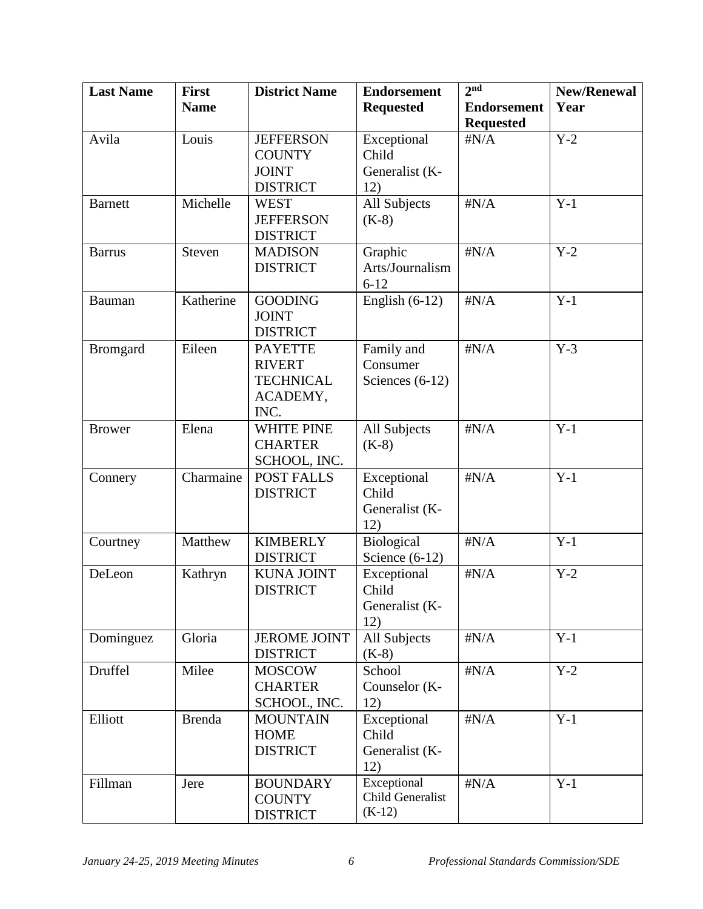| Last Name | First Name | District Name | Endorsement Requested | 2nd Endorsement Requested | New/Renewal Year |
|---|---|---|---|---|---|
| Avila | Louis | JEFFERSON COUNTY JOINT DISTRICT | Exceptional Child Generalist (K-12) | #N/A | Y-2 |
| Barnett | Michelle | WEST JEFFERSON DISTRICT | All Subjects (K-8) | #N/A | Y-1 |
| Barrus | Steven | MADISON DISTRICT | Graphic Arts/Journalism 6-12 | #N/A | Y-2 |
| Bauman | Katherine | GOODING JOINT DISTRICT | English (6-12) | #N/A | Y-1 |
| Bromgard | Eileen | PAYETTE RIVERT TECHNICAL ACADEMY, INC. | Family and Consumer Sciences (6-12) | #N/A | Y-3 |
| Brower | Elena | WHITE PINE CHARTER SCHOOL, INC. | All Subjects (K-8) | #N/A | Y-1 |
| Connery | Charmaine | POST FALLS DISTRICT | Exceptional Child Generalist (K-12) | #N/A | Y-1 |
| Courtney | Matthew | KIMBERLY DISTRICT | Biological Science (6-12) | #N/A | Y-1 |
| DeLeon | Kathryn | KUNA JOINT DISTRICT | Exceptional Child Generalist (K-12) | #N/A | Y-2 |
| Dominguez | Gloria | JEROME JOINT DISTRICT | All Subjects (K-8) | #N/A | Y-1 |
| Druffel | Milee | MOSCOW CHARTER SCHOOL, INC. | School Counselor (K-12) | #N/A | Y-2 |
| Elliott | Brenda | MOUNTAIN HOME DISTRICT | Exceptional Child Generalist (K-12) | #N/A | Y-1 |
| Fillman | Jere | BOUNDARY COUNTY DISTRICT | Exceptional Child Generalist (K-12) | #N/A | Y-1 |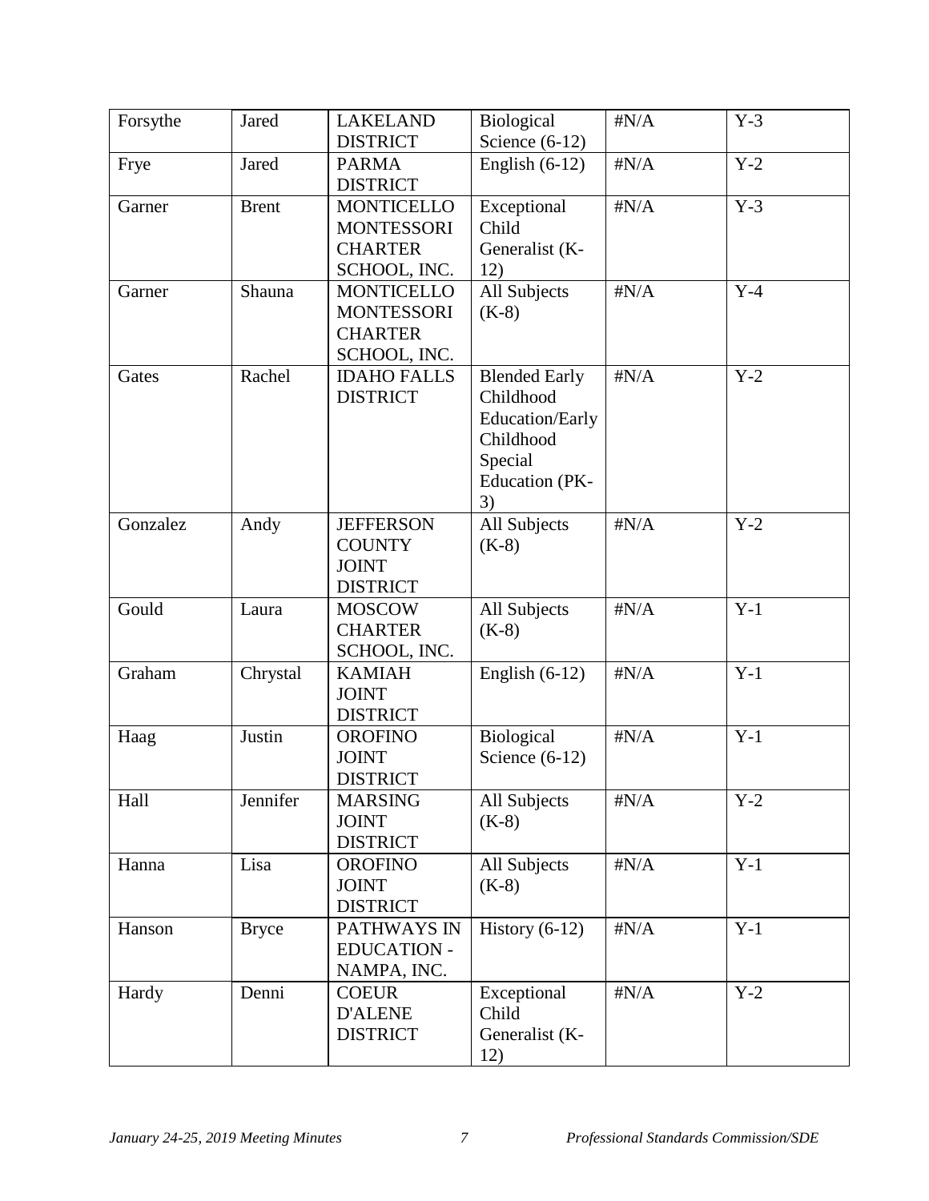| Forsythe | Jared | LAKELAND DISTRICT | Biological Science (6-12) | #N/A | Y-3 |
|---|---|---|---|---|---|
| Frye | Jared | PARMA DISTRICT | English (6-12) | #N/A | Y-2 |
| Garner | Brent | MONTICELLO MONTESSORI CHARTER SCHOOL, INC. | Exceptional Child Generalist (K-12) | #N/A | Y-3 |
| Garner | Shauna | MONTICELLO MONTESSORI CHARTER SCHOOL, INC. | All Subjects (K-8) | #N/A | Y-4 |
| Gates | Rachel | IDAHO FALLS DISTRICT | Blended Early Childhood Education/Early Childhood Special Education (PK-3) | #N/A | Y-2 |
| Gonzalez | Andy | JEFFERSON COUNTY JOINT DISTRICT | All Subjects (K-8) | #N/A | Y-2 |
| Gould | Laura | MOSCOW CHARTER SCHOOL, INC. | All Subjects (K-8) | #N/A | Y-1 |
| Graham | Chrystal | KAMIAH JOINT DISTRICT | English (6-12) | #N/A | Y-1 |
| Haag | Justin | OROFINO JOINT DISTRICT | Biological Science (6-12) | #N/A | Y-1 |
| Hall | Jennifer | MARSING JOINT DISTRICT | All Subjects (K-8) | #N/A | Y-2 |
| Hanna | Lisa | OROFINO JOINT DISTRICT | All Subjects (K-8) | #N/A | Y-1 |
| Hanson | Bryce | PATHWAYS IN EDUCATION - NAMPA, INC. | History (6-12) | #N/A | Y-1 |
| Hardy | Denni | COEUR D'ALENE DISTRICT | Exceptional Child Generalist (K-12) | #N/A | Y-2 |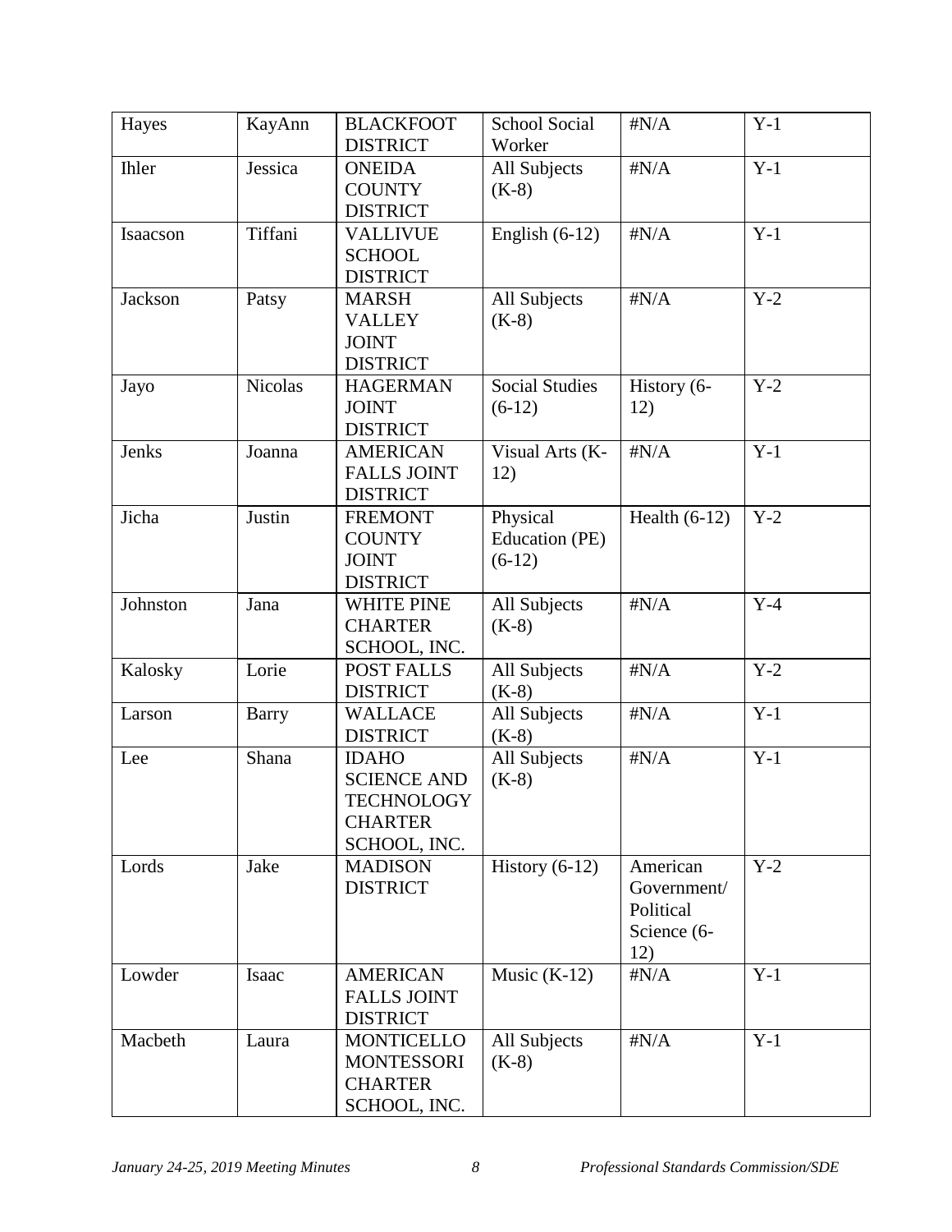| Hayes | KayAnn | BLACKFOOT DISTRICT | School Social Worker | #N/A | Y-1 |
|---|---|---|---|---|---|
| Ihler | Jessica | ONEIDA COUNTY DISTRICT | All Subjects (K-8) | #N/A | Y-1 |
| Isaacson | Tiffani | VALLIVUE SCHOOL DISTRICT | English (6-12) | #N/A | Y-1 |
| Jackson | Patsy | MARSH VALLEY JOINT DISTRICT | All Subjects (K-8) | #N/A | Y-2 |
| Jayo | Nicolas | HAGERMAN JOINT DISTRICT | Social Studies (6-12) | History (6-12) | Y-2 |
| Jenks | Joanna | AMERICAN FALLS JOINT DISTRICT | Visual Arts (K-12) | #N/A | Y-1 |
| Jicha | Justin | FREMONT COUNTY JOINT DISTRICT | Physical Education (PE) (6-12) | Health (6-12) | Y-2 |
| Johnston | Jana | WHITE PINE CHARTER SCHOOL, INC. | All Subjects (K-8) | #N/A | Y-4 |
| Kalosky | Lorie | POST FALLS DISTRICT | All Subjects (K-8) | #N/A | Y-2 |
| Larson | Barry | WALLACE DISTRICT | All Subjects (K-8) | #N/A | Y-1 |
| Lee | Shana | IDAHO SCIENCE AND TECHNOLOGY CHARTER SCHOOL, INC. | All Subjects (K-8) | #N/A | Y-1 |
| Lords | Jake | MADISON DISTRICT | History (6-12) | American Government/ Political Science (6-12) | Y-2 |
| Lowder | Isaac | AMERICAN FALLS JOINT DISTRICT | Music (K-12) | #N/A | Y-1 |
| Macbeth | Laura | MONTICELLO MONTESSORI CHARTER SCHOOL, INC. | All Subjects (K-8) | #N/A | Y-1 |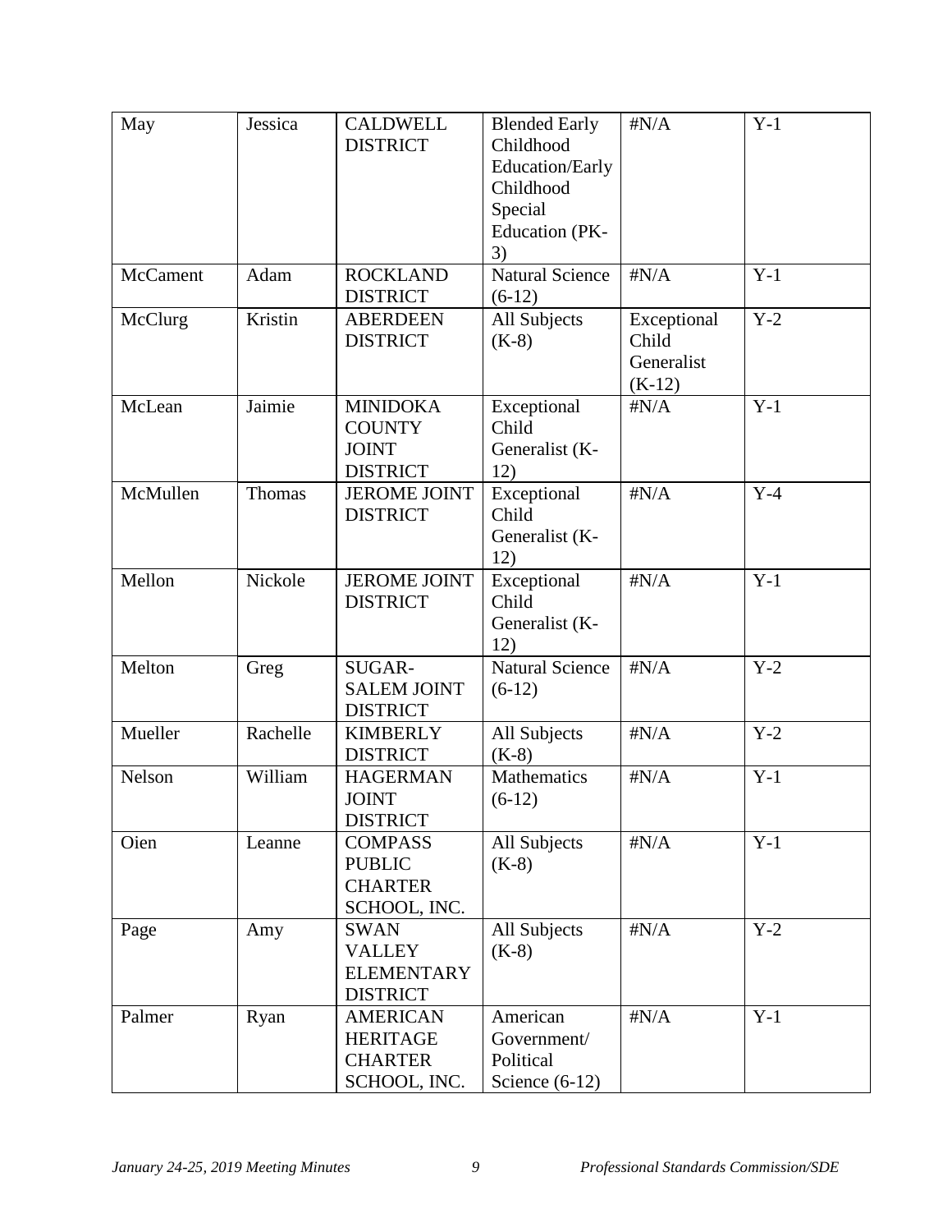| May | Jessica | CALDWELL DISTRICT | Blended Early Childhood Education/Early Childhood Special Education (PK-3) | #N/A | Y-1 |
|---|---|---|---|---|---|
| McCament | Adam | ROCKLAND DISTRICT | Natural Science (6-12) | #N/A | Y-1 |
| McClurg | Kristin | ABERDEEN DISTRICT | All Subjects (K-8) | Exceptional Child Generalist (K-12) | Y-2 |
| McLean | Jaimie | MINIDOKA COUNTY JOINT DISTRICT | Exceptional Child Generalist (K-12) | #N/A | Y-1 |
| McMullen | Thomas | JEROME JOINT DISTRICT | Exceptional Child Generalist (K-12) | #N/A | Y-4 |
| Mellon | Nickole | JEROME JOINT DISTRICT | Exceptional Child Generalist (K-12) | #N/A | Y-1 |
| Melton | Greg | SUGAR-SALEM JOINT DISTRICT | Natural Science (6-12) | #N/A | Y-2 |
| Mueller | Rachelle | KIMBERLY DISTRICT | All Subjects (K-8) | #N/A | Y-2 |
| Nelson | William | HAGERMAN JOINT DISTRICT | Mathematics (6-12) | #N/A | Y-1 |
| Oien | Leanne | COMPASS PUBLIC CHARTER SCHOOL, INC. | All Subjects (K-8) | #N/A | Y-1 |
| Page | Amy | SWAN VALLEY ELEMENTARY DISTRICT | All Subjects (K-8) | #N/A | Y-2 |
| Palmer | Ryan | AMERICAN HERITAGE CHARTER SCHOOL, INC. | American Government/ Political Science (6-12) | #N/A | Y-1 |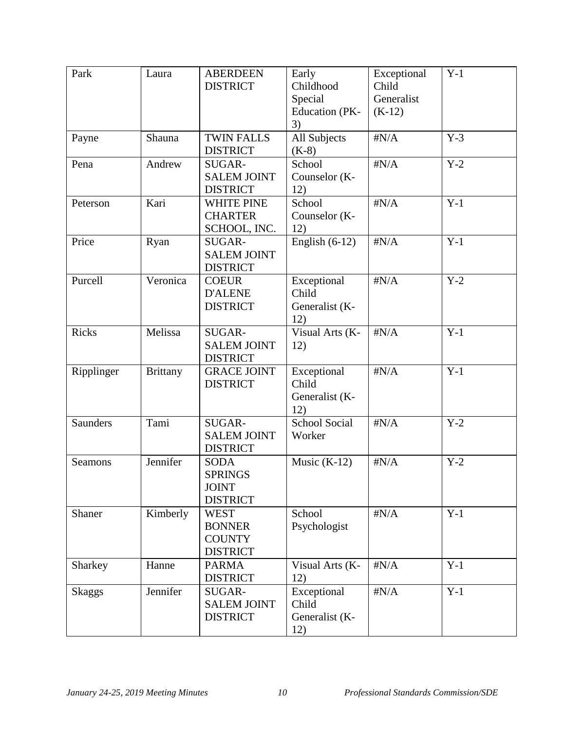| Park | Laura | ABERDEEN DISTRICT | Early Childhood Special Education (PK-3) | Exceptional Child Generalist (K-12) | Y-1 |
|---|---|---|---|---|---|
| Payne | Shauna | TWIN FALLS DISTRICT | All Subjects (K-8) | #N/A | Y-3 |
| Pena | Andrew | SUGAR-SALEM JOINT DISTRICT | School Counselor (K-12) | #N/A | Y-2 |
| Peterson | Kari | WHITE PINE CHARTER SCHOOL, INC. | School Counselor (K-12) | #N/A | Y-1 |
| Price | Ryan | SUGAR-SALEM JOINT DISTRICT | English (6-12) | #N/A | Y-1 |
| Purcell | Veronica | COEUR D'ALENE DISTRICT | Exceptional Child Generalist (K-12) | #N/A | Y-2 |
| Ricks | Melissa | SUGAR-SALEM JOINT DISTRICT | Visual Arts (K-12) | #N/A | Y-1 |
| Ripplinger | Brittany | GRACE JOINT DISTRICT | Exceptional Child Generalist (K-12) | #N/A | Y-1 |
| Saunders | Tami | SUGAR-SALEM JOINT DISTRICT | School Social Worker | #N/A | Y-2 |
| Seamons | Jennifer | SODA SPRINGS JOINT DISTRICT | Music (K-12) | #N/A | Y-2 |
| Shaner | Kimberly | WEST BONNER COUNTY DISTRICT | School Psychologist | #N/A | Y-1 |
| Sharkey | Hanne | PARMA DISTRICT | Visual Arts (K-12) | #N/A | Y-1 |
| Skaggs | Jennifer | SUGAR-SALEM JOINT DISTRICT | Exceptional Child Generalist (K-12) | #N/A | Y-1 |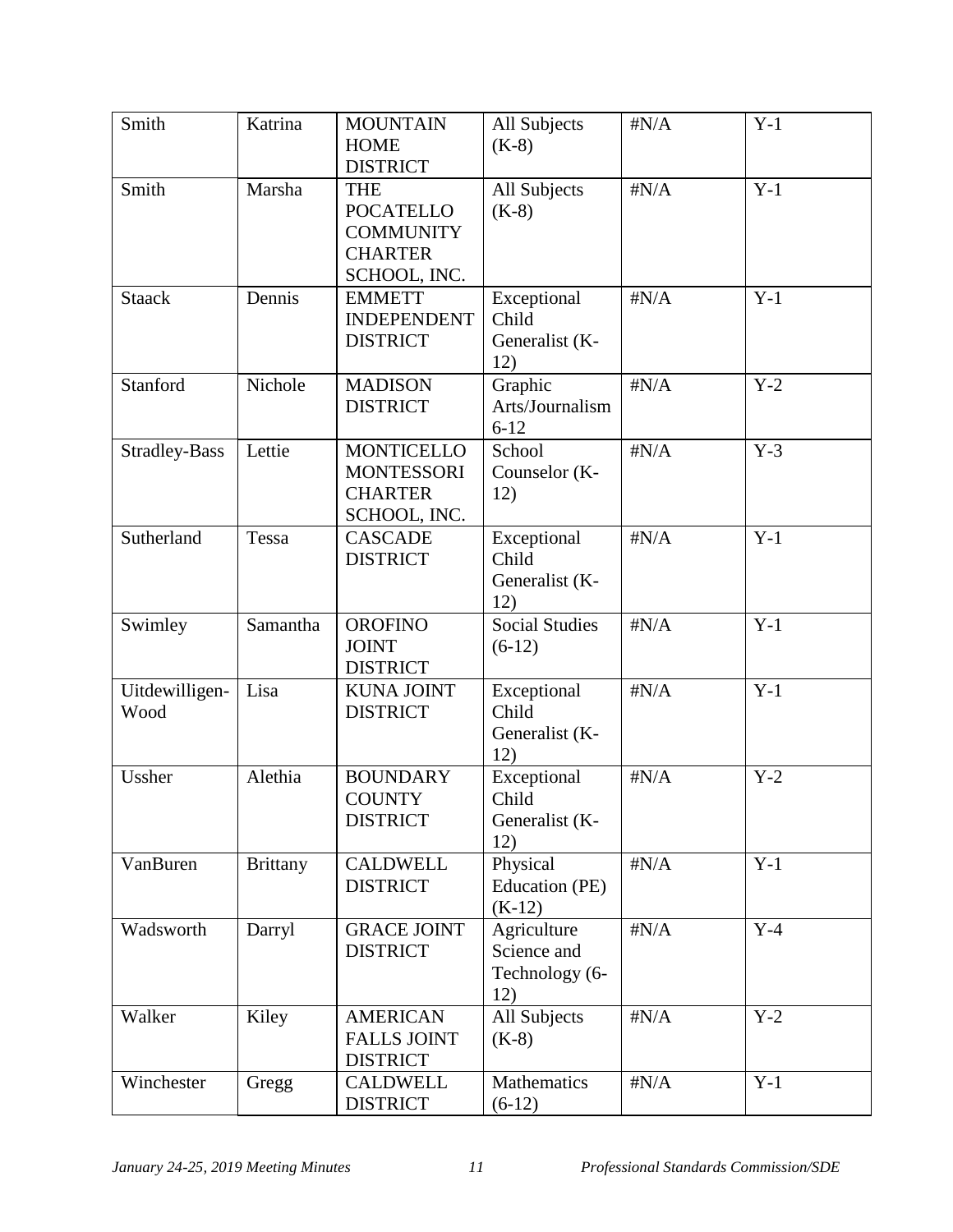| Smith | Katrina | MOUNTAIN HOME DISTRICT | All Subjects (K-8) | #N/A | Y-1 |
|---|---|---|---|---|---|
| Smith | Marsha | THE POCATELLO COMMUNITY CHARTER SCHOOL, INC. | All Subjects (K-8) | #N/A | Y-1 |
| Staack | Dennis | EMMETT INDEPENDENT DISTRICT | Exceptional Child Generalist (K-12) | #N/A | Y-1 |
| Stanford | Nichole | MADISON DISTRICT | Graphic Arts/Journalism 6-12 | #N/A | Y-2 |
| Stradley-Bass | Lettie | MONTICELLO MONTESSORI CHARTER SCHOOL, INC. | School Counselor (K-12) | #N/A | Y-3 |
| Sutherland | Tessa | CASCADE DISTRICT | Exceptional Child Generalist (K-12) | #N/A | Y-1 |
| Swimley | Samantha | OROFINO JOINT DISTRICT | Social Studies (6-12) | #N/A | Y-1 |
| Uitdewilligen-Wood | Lisa | KUNA JOINT DISTRICT | Exceptional Child Generalist (K-12) | #N/A | Y-1 |
| Ussher | Alethia | BOUNDARY COUNTY DISTRICT | Exceptional Child Generalist (K-12) | #N/A | Y-2 |
| VanBuren | Brittany | CALDWELL DISTRICT | Physical Education (PE) (K-12) | #N/A | Y-1 |
| Wadsworth | Darryl | GRACE JOINT DISTRICT | Agriculture Science and Technology (6-12) | #N/A | Y-4 |
| Walker | Kiley | AMERICAN FALLS JOINT DISTRICT | All Subjects (K-8) | #N/A | Y-2 |
| Winchester | Gregg | CALDWELL DISTRICT | Mathematics (6-12) | #N/A | Y-1 |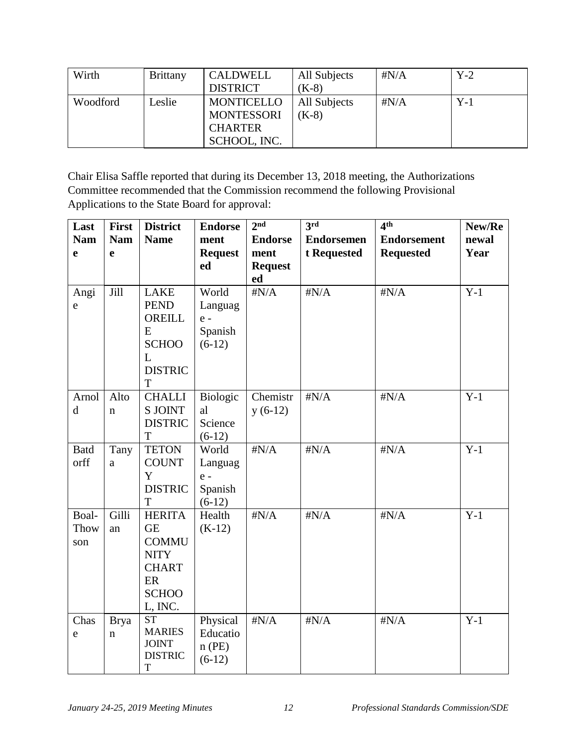| Wirth | Brittany | CALDWELL DISTRICT | All Subjects (K-8) | #N/A | Y-2 |
|---|---|---|---|---|---|
| Woodford | Leslie | MONTICELLO MONTESSORI CHARTER SCHOOL, INC. | All Subjects (K-8) | #N/A | Y-1 |

Chair Elisa Saffle reported that during its December 13, 2018 meeting, the Authorizations Committee recommended that the Commission recommend the following Provisional Applications to the State Board for approval:

| Last Name | First Name | District Name | Endorsement Requested | 2nd Endorsement Requested | 3rd Endorsement Requested | 4th Endorsement Requested | New/Renewal Year |
|---|---|---|---|---|---|---|---|
| Angie | Jill | LAKE PEND OREILLE SCHOOL DISTRICT | World Language - Spanish (6-12) | #N/A | #N/A | #N/A | Y-1 |
| Arnold | Alton | CHALLIS JOINT DISTRICT | Biological Science (6-12) | Chemistry (6-12) | #N/A | #N/A | Y-1 |
| Batdorff | Tanya | TETON COUNTY DISTRICT | World Language - Spanish (6-12) | #N/A | #N/A | #N/A | Y-1 |
| Boal-Thowson | Gillian | HERITAGE COMMUNITY CHARTER SCHOOL, INC. | Health (K-12) | #N/A | #N/A | #N/A | Y-1 |
| Chase | Bryan | ST MARIES JOINT DISTRICT | Physical Education (PE) (6-12) | #N/A | #N/A | #N/A | Y-1 |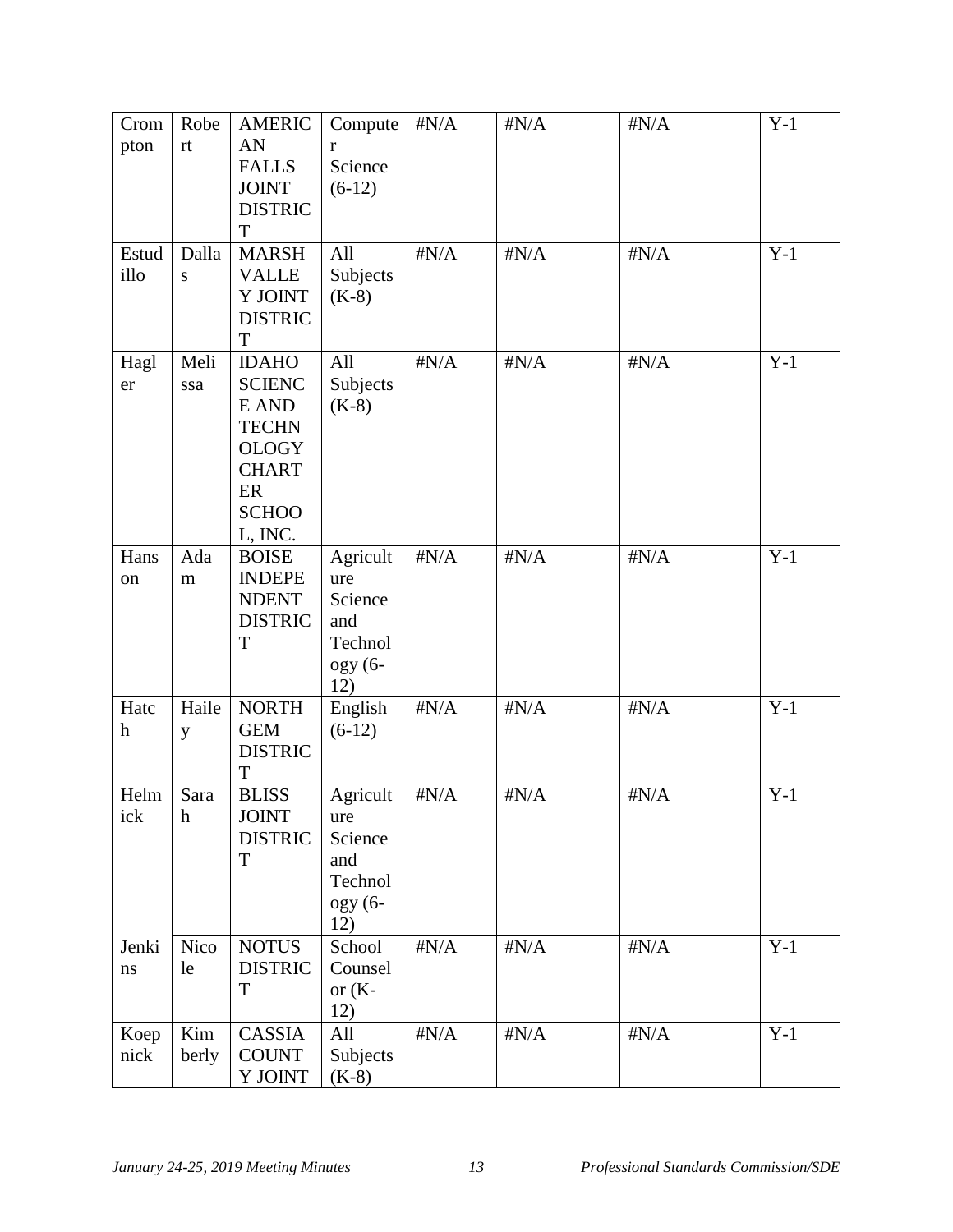| Crompton | Robert | AMERICAN FALLS JOINT DISTRICT | Computer Science (6-12) | #N/A | #N/A | #N/A | Y-1 |
|---|---|---|---|---|---|---|---|
| Estudillo | Dallas | MARSH VALLEY JOINT DISTRICT | All Subjects (K-8) | #N/A | #N/A | #N/A | Y-1 |
| Hagler | Melissa | IDAHO SCIENCE AND TECHNOLOGY CHARTER SCHOOL, INC. | All Subjects (K-8) | #N/A | #N/A | #N/A | Y-1 |
| Hanson | Adam | BOISE INDEPENDENT DISTRICT | Agriculture Science and Technology (6-12) | #N/A | #N/A | #N/A | Y-1 |
| Hatch | Hailey | NORTH GEM DISTRICT | English (6-12) | #N/A | #N/A | #N/A | Y-1 |
| Helmick | Sarah | BLISS JOINT DISTRICT | Agriculture Science and Technology (6-12) | #N/A | #N/A | #N/A | Y-1 |
| Jenkins | Nicole | NOTUS DISTRICT | School Counselor (K-12) | #N/A | #N/A | #N/A | Y-1 |
| Koepnick | Kimberly | CASSIA COUNTY JOINT | All Subjects (K-8) | #N/A | #N/A | #N/A | Y-1 |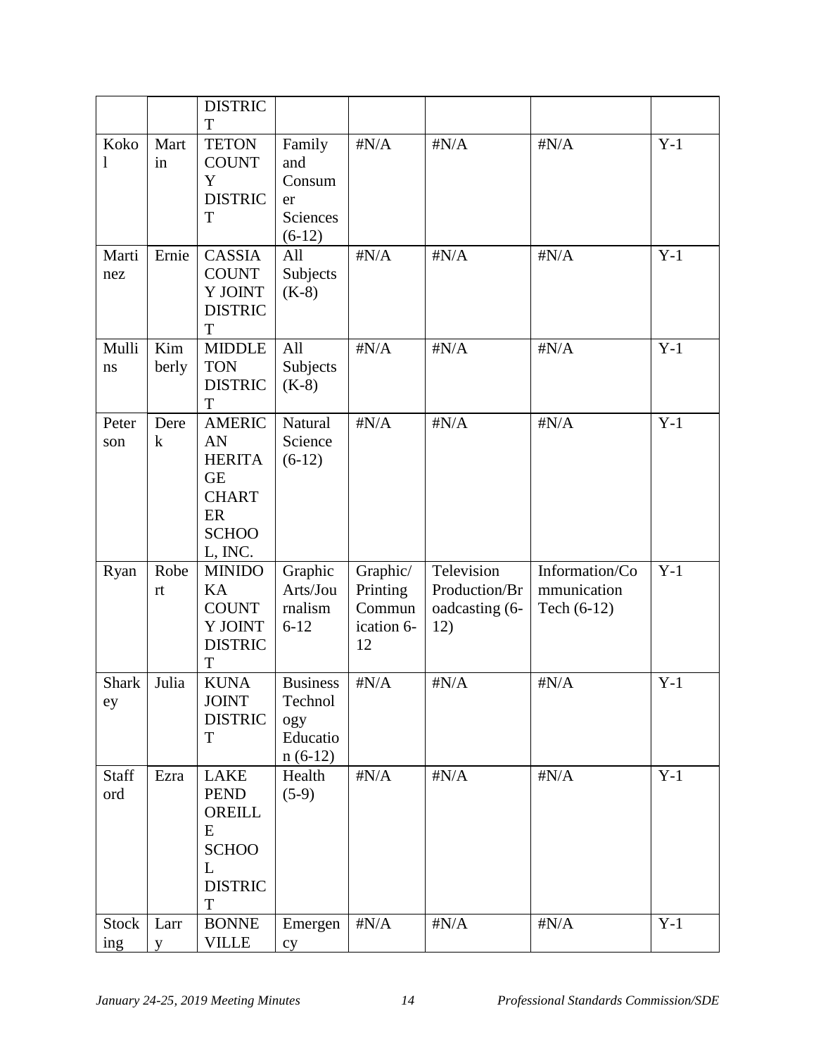| | | DISTRICT | | | | | |
|---|---|---|---|---|---|---|---|
| Kokol | Martin | TETON COUNTY DISTRICT | Family and Consumer Sciences (6-12) | #N/A | #N/A | #N/A | Y-1 |
| Martinez | Ernie | CASSIA COUNTY JOINT DISTRICT | All Subjects (K-8) | #N/A | #N/A | #N/A | Y-1 |
| Mullins | Kimberly | MIDDLETON DISTRICT | All Subjects (K-8) | #N/A | #N/A | #N/A | Y-1 |
| Peterson | Derek | AMERICAN HERITAGE CHARTER SCHOOL, INC. | Natural Science (6-12) | #N/A | #N/A | #N/A | Y-1 |
| Ryan | Robert | MINIDOKA COUNTY JOINT DISTRICT | Graphic Arts/Journalism 6-12 | Graphic/ Printing Communication 6-12 | Television Production/Broadcasting (6-12) | Information/Communication Tech (6-12) | Y-1 |
| Sharkey | Julia | KUNA JOINT DISTRICT | Business Technology Education (6-12) | #N/A | #N/A | #N/A | Y-1 |
| Stafford | Ezra | LAKE PEND OREILLE SCHOOL DISTRICT | Health (5-9) | #N/A | #N/A | #N/A | Y-1 |
| Stocking | Larry | BONNEVILLE | Emergency | #N/A | #N/A | #N/A | Y-1 |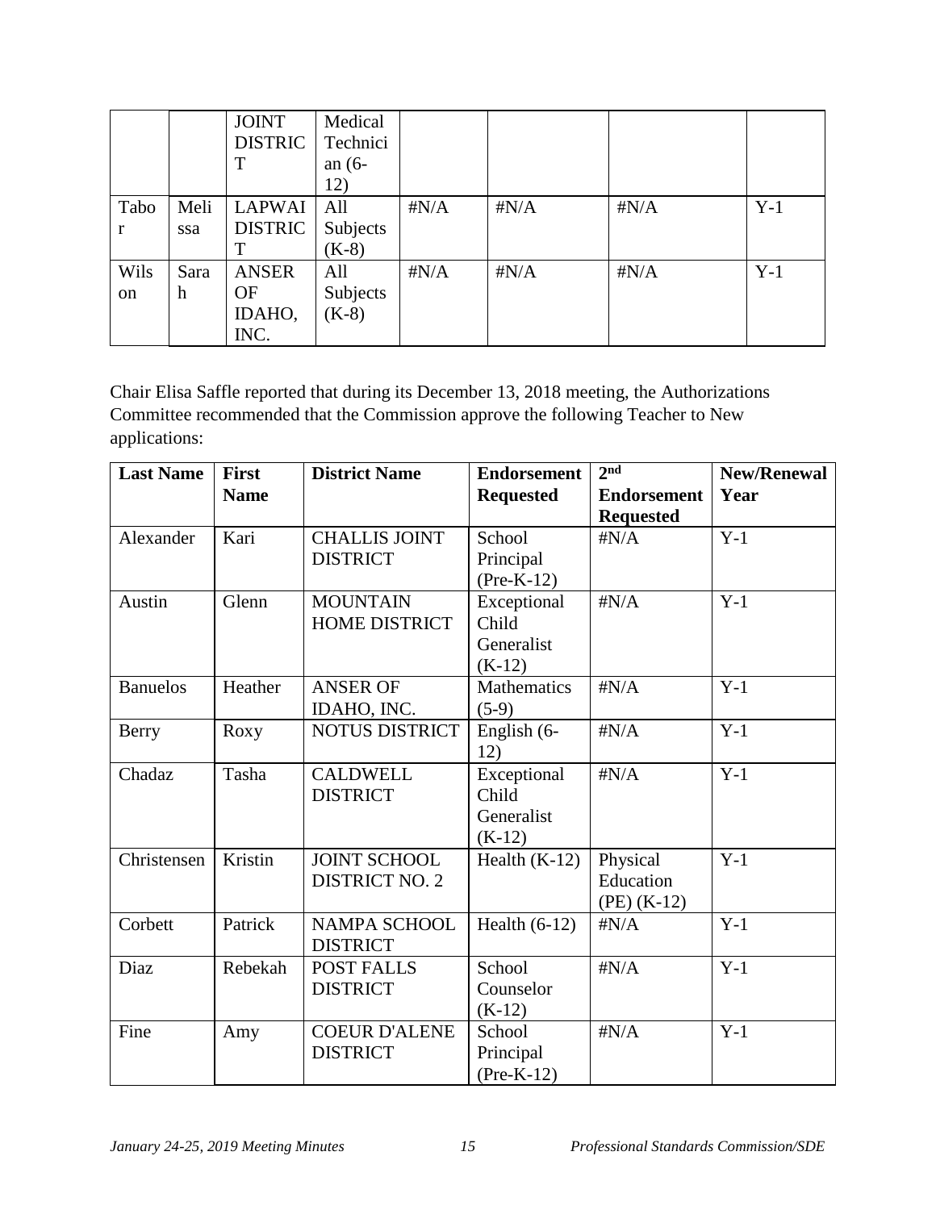|  |  | JOINT DISTRICT | Medical Technician (6-12) |  |  |  |  |
|---|---|---|---|---|---|---|---|
| Tabor | Melissa | LAPWAI DISTRICT | All Subjects (K-8) | #N/A | #N/A | #N/A | Y-1 |
| Wilson | Sarah | ANSER OF IDAHO, INC. | All Subjects (K-8) | #N/A | #N/A | #N/A | Y-1 |

Chair Elisa Saffle reported that during its December 13, 2018 meeting, the Authorizations Committee recommended that the Commission approve the following Teacher to New applications:

| Last Name | First Name | District Name | Endorsement Requested | 2nd Endorsement Requested | New/Renewal Year |
|---|---|---|---|---|---|
| Alexander | Kari | CHALLIS JOINT DISTRICT | School Principal (Pre-K-12) | #N/A | Y-1 |
| Austin | Glenn | MOUNTAIN HOME DISTRICT | Exceptional Child Generalist (K-12) | #N/A | Y-1 |
| Banuelos | Heather | ANSER OF IDAHO, INC. | Mathematics (5-9) | #N/A | Y-1 |
| Berry | Roxy | NOTUS DISTRICT | English (6-12) | #N/A | Y-1 |
| Chadaz | Tasha | CALDWELL DISTRICT | Exceptional Child Generalist (K-12) | #N/A | Y-1 |
| Christensen | Kristin | JOINT SCHOOL DISTRICT NO. 2 | Health (K-12) | Physical Education (PE) (K-12) | Y-1 |
| Corbett | Patrick | NAMPA SCHOOL DISTRICT | Health (6-12) | #N/A | Y-1 |
| Diaz | Rebekah | POST FALLS DISTRICT | School Counselor (K-12) | #N/A | Y-1 |
| Fine | Amy | COEUR D'ALENE DISTRICT | School Principal (Pre-K-12) | #N/A | Y-1 |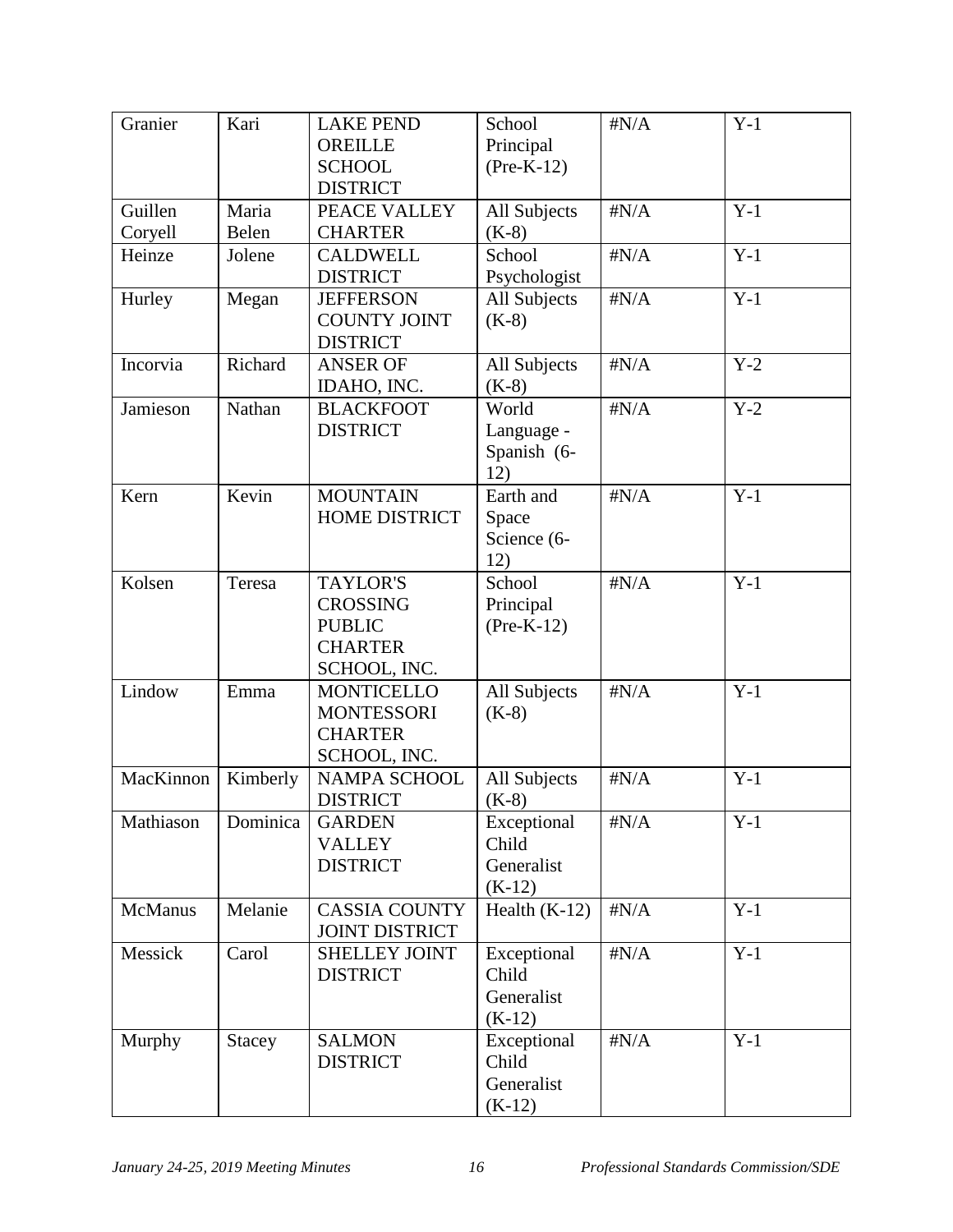| Granier | Kari | LAKE PEND OREILLE SCHOOL DISTRICT | School Principal (Pre-K-12) | #N/A | Y-1 |
|---|---|---|---|---|---|
| Guillen Coryell | Maria Belen | PEACE VALLEY CHARTER | All Subjects (K-8) | #N/A | Y-1 |
| Heinze | Jolene | CALDWELL DISTRICT | School Psychologist | #N/A | Y-1 |
| Hurley | Megan | JEFFERSON COUNTY JOINT DISTRICT | All Subjects (K-8) | #N/A | Y-1 |
| Incorvia | Richard | ANSER OF IDAHO, INC. | All Subjects (K-8) | #N/A | Y-2 |
| Jamieson | Nathan | BLACKFOOT DISTRICT | World Language - Spanish (6-12) | #N/A | Y-2 |
| Kern | Kevin | MOUNTAIN HOME DISTRICT | Earth and Space Science (6-12) | #N/A | Y-1 |
| Kolsen | Teresa | TAYLOR'S CROSSING PUBLIC CHARTER SCHOOL, INC. | School Principal (Pre-K-12) | #N/A | Y-1 |
| Lindow | Emma | MONTICELLO MONTESSORI CHARTER SCHOOL, INC. | All Subjects (K-8) | #N/A | Y-1 |
| MacKinnon | Kimberly | NAMPA SCHOOL DISTRICT | All Subjects (K-8) | #N/A | Y-1 |
| Mathiason | Dominica | GARDEN VALLEY DISTRICT | Exceptional Child Generalist (K-12) | #N/A | Y-1 |
| McManus | Melanie | CASSIA COUNTY JOINT DISTRICT | Health (K-12) | #N/A | Y-1 |
| Messick | Carol | SHELLEY JOINT DISTRICT | Exceptional Child Generalist (K-12) | #N/A | Y-1 |
| Murphy | Stacey | SALMON DISTRICT | Exceptional Child Generalist (K-12) | #N/A | Y-1 |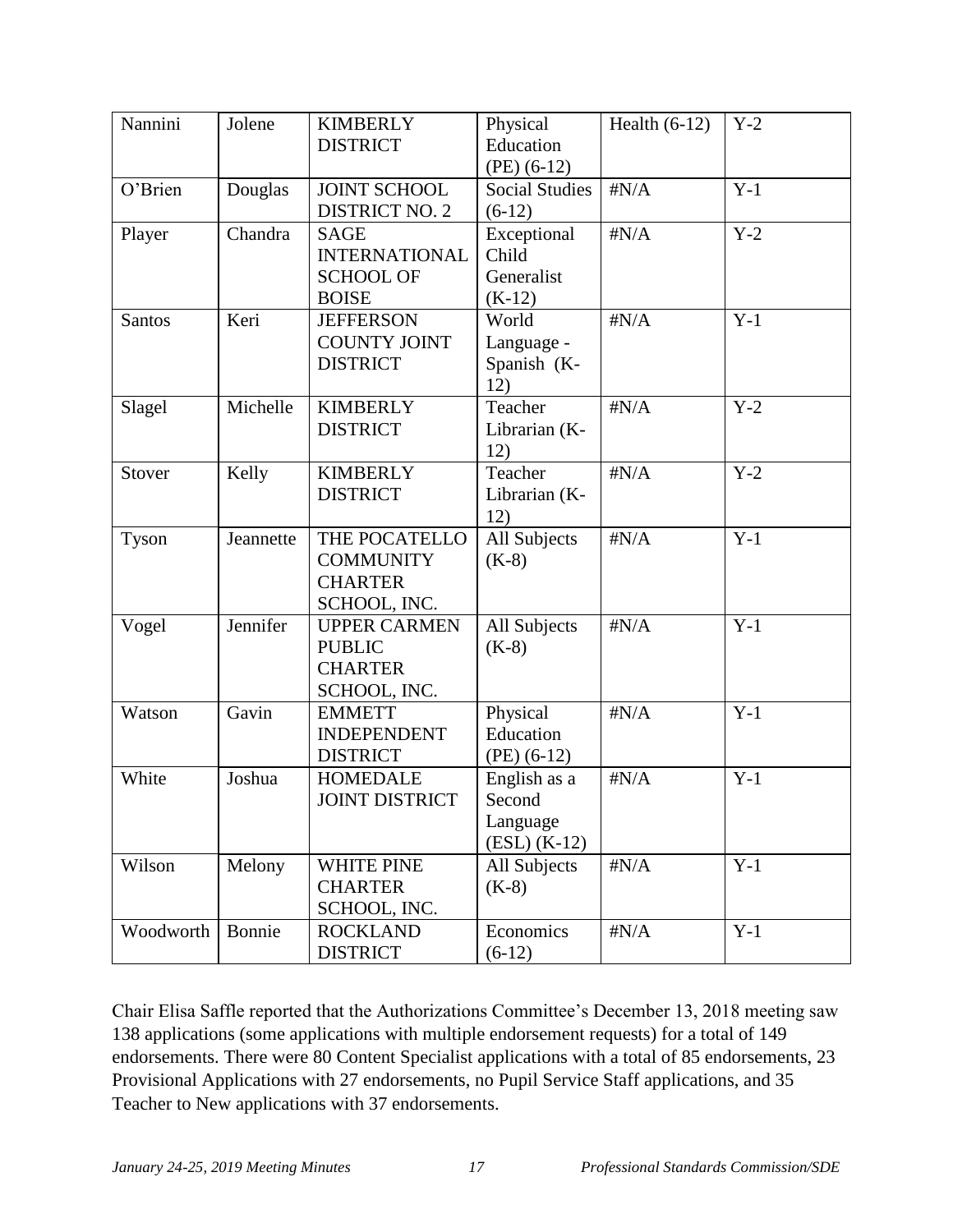| Nannini | Jolene | KIMBERLY DISTRICT | Physical Education (PE) (6-12) | Health (6-12) | Y-2 |
|---|---|---|---|---|---|
| O'Brien | Douglas | JOINT SCHOOL DISTRICT NO. 2 | Social Studies (6-12) | #N/A | Y-1 |
| Player | Chandra | SAGE INTERNATIONAL SCHOOL OF BOISE | Exceptional Child Generalist (K-12) | #N/A | Y-2 |
| Santos | Keri | JEFFERSON COUNTY JOINT DISTRICT | World Language - Spanish (K-12) | #N/A | Y-1 |
| Slagel | Michelle | KIMBERLY DISTRICT | Teacher Librarian (K-12) | #N/A | Y-2 |
| Stover | Kelly | KIMBERLY DISTRICT | Teacher Librarian (K-12) | #N/A | Y-2 |
| Tyson | Jeannette | THE POCATELLO COMMUNITY CHARTER SCHOOL, INC. | All Subjects (K-8) | #N/A | Y-1 |
| Vogel | Jennifer | UPPER CARMEN PUBLIC CHARTER SCHOOL, INC. | All Subjects (K-8) | #N/A | Y-1 |
| Watson | Gavin | EMMETT INDEPENDENT DISTRICT | Physical Education (PE) (6-12) | #N/A | Y-1 |
| White | Joshua | HOMEDALE JOINT DISTRICT | English as a Second Language (ESL) (K-12) | #N/A | Y-1 |
| Wilson | Melony | WHITE PINE CHARTER SCHOOL, INC. | All Subjects (K-8) | #N/A | Y-1 |
| Woodworth | Bonnie | ROCKLAND DISTRICT | Economics (6-12) | #N/A | Y-1 |

Chair Elisa Saffle reported that the Authorizations Committee's December 13, 2018 meeting saw 138 applications (some applications with multiple endorsement requests) for a total of 149 endorsements. There were 80 Content Specialist applications with a total of 85 endorsements, 23 Provisional Applications with 27 endorsements, no Pupil Service Staff applications, and 35 Teacher to New applications with 37 endorsements.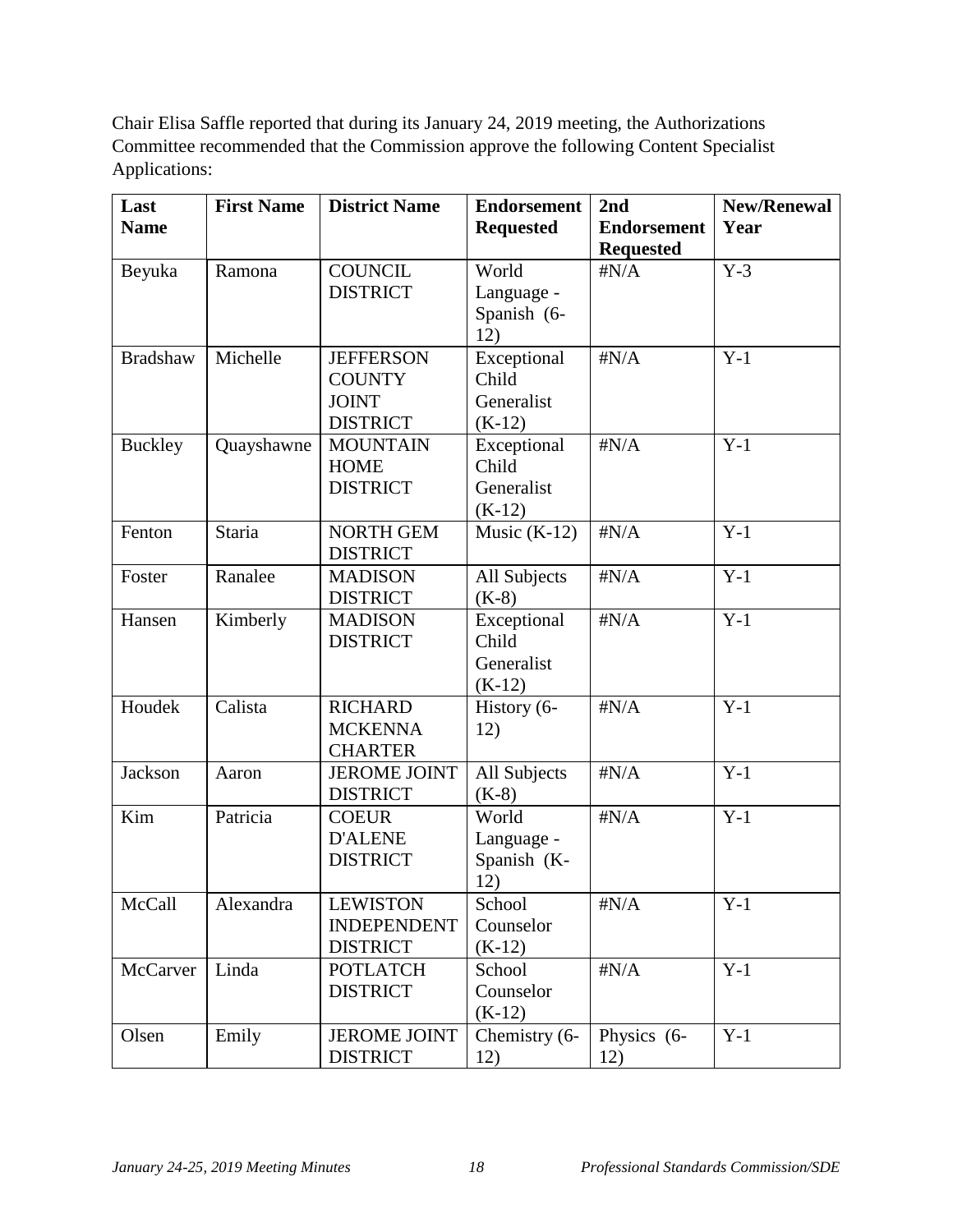Chair Elisa Saffle reported that during its January 24, 2019 meeting, the Authorizations Committee recommended that the Commission approve the following Content Specialist Applications:

| Last Name | First Name | District Name | Endorsement Requested | 2nd Endorsement Requested | New/Renewal Year |
|---|---|---|---|---|---|
| Beyuka | Ramona | COUNCIL DISTRICT | World Language - Spanish (6-12) | #N/A | Y-3 |
| Bradshaw | Michelle | JEFFERSON COUNTY JOINT DISTRICT | Exceptional Child Generalist (K-12) | #N/A | Y-1 |
| Buckley | Quayshawne | MOUNTAIN HOME DISTRICT | Exceptional Child Generalist (K-12) | #N/A | Y-1 |
| Fenton | Staria | NORTH GEM DISTRICT | Music (K-12) | #N/A | Y-1 |
| Foster | Ranalee | MADISON DISTRICT | All Subjects (K-8) | #N/A | Y-1 |
| Hansen | Kimberly | MADISON DISTRICT | Exceptional Child Generalist (K-12) | #N/A | Y-1 |
| Houdek | Calista | RICHARD MCKENNA CHARTER | History (6-12) | #N/A | Y-1 |
| Jackson | Aaron | JEROME JOINT DISTRICT | All Subjects (K-8) | #N/A | Y-1 |
| Kim | Patricia | COEUR D'ALENE DISTRICT | World Language - Spanish (K-12) | #N/A | Y-1 |
| McCall | Alexandra | LEWISTON INDEPENDENT DISTRICT | School Counselor (K-12) | #N/A | Y-1 |
| McCarver | Linda | POTLATCH DISTRICT | School Counselor (K-12) | #N/A | Y-1 |
| Olsen | Emily | JEROME JOINT DISTRICT | Chemistry (6-12) | Physics (6-12) | Y-1 |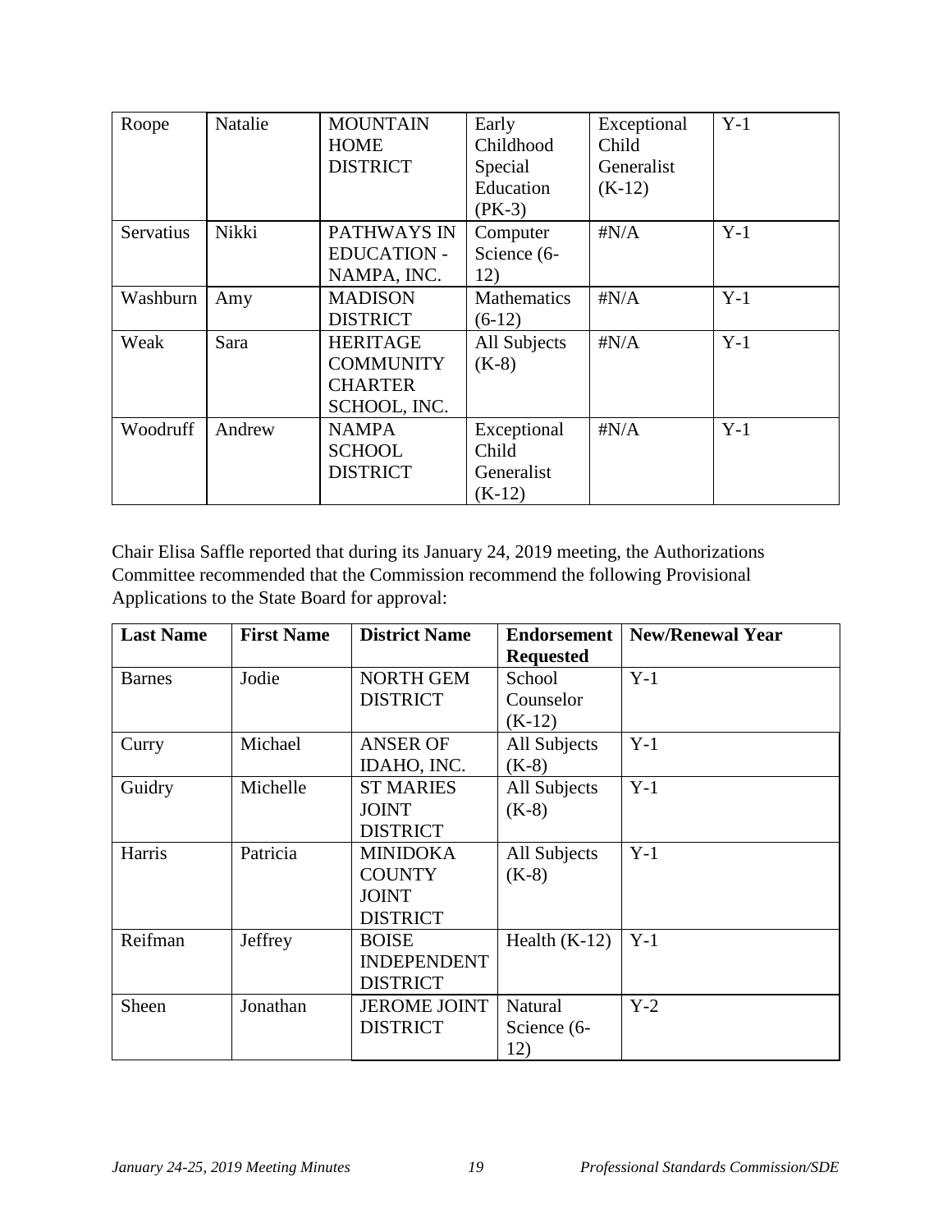| Roope | Natalie | MOUNTAIN HOME DISTRICT | Early Childhood Special Education (PK-3) | Exceptional Child Generalist (K-12) | Y-1 |
|---|---|---|---|---|---|
| Servatius | Nikki | PATHWAYS IN EDUCATION - NAMPA, INC. | Computer Science (6-12) | #N/A | Y-1 |
| Washburn | Amy | MADISON DISTRICT | Mathematics (6-12) | #N/A | Y-1 |
| Weak | Sara | HERITAGE COMMUNITY CHARTER SCHOOL, INC. | All Subjects (K-8) | #N/A | Y-1 |
| Woodruff | Andrew | NAMPA SCHOOL DISTRICT | Exceptional Child Generalist (K-12) | #N/A | Y-1 |

Chair Elisa Saffle reported that during its January 24, 2019 meeting, the Authorizations Committee recommended that the Commission recommend the following Provisional Applications to the State Board for approval:

| Last Name | First Name | District Name | Endorsement Requested | New/Renewal Year |
|---|---|---|---|---|
| Barnes | Jodie | NORTH GEM DISTRICT | School Counselor (K-12) | Y-1 |
| Curry | Michael | ANSER OF IDAHO, INC. | All Subjects (K-8) | Y-1 |
| Guidry | Michelle | ST MARIES JOINT DISTRICT | All Subjects (K-8) | Y-1 |
| Harris | Patricia | MINIDOKA COUNTY JOINT DISTRICT | All Subjects (K-8) | Y-1 |
| Reifman | Jeffrey | BOISE INDEPENDENT DISTRICT | Health (K-12) | Y-1 |
| Sheen | Jonathan | JEROME JOINT DISTRICT | Natural Science (6-12) | Y-2 |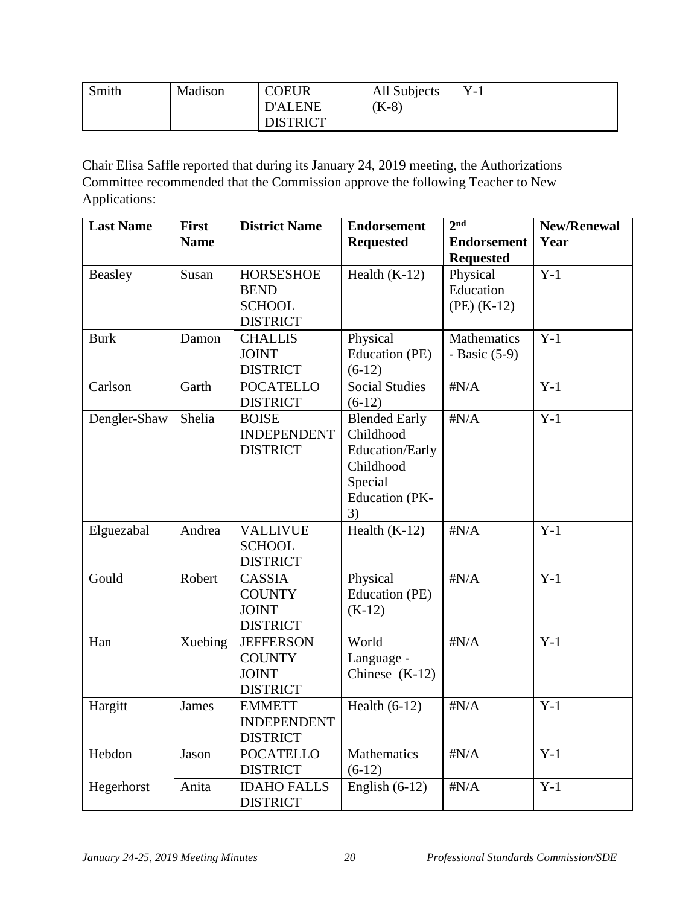| Smith | Madison | COEUR D'ALENE DISTRICT | All Subjects (K-8) | Y-1 |
|---|---|---|---|---|

Chair Elisa Saffle reported that during its January 24, 2019 meeting, the Authorizations Committee recommended that the Commission approve the following Teacher to New Applications:

| Last Name | First Name | District Name | Endorsement Requested | 2nd Endorsement Requested | New/Renewal Year |
|---|---|---|---|---|---|
| Beasley | Susan | HORSESHOE BEND SCHOOL DISTRICT | Health (K-12) | Physical Education (PE) (K-12) | Y-1 |
| Burk | Damon | CHALLIS JOINT DISTRICT | Physical Education (PE) (6-12) | Mathematics - Basic (5-9) | Y-1 |
| Carlson | Garth | POCATELLO DISTRICT | Social Studies (6-12) | #N/A | Y-1 |
| Dengler-Shaw | Shelia | BOISE INDEPENDENT DISTRICT | Blended Early Childhood Education/Early Childhood Special Education (PK-3) | #N/A | Y-1 |
| Elguezabal | Andrea | VALLIVUE SCHOOL DISTRICT | Health (K-12) | #N/A | Y-1 |
| Gould | Robert | CASSIA COUNTY JOINT DISTRICT | Physical Education (PE) (K-12) | #N/A | Y-1 |
| Han | Xuebing | JEFFERSON COUNTY JOINT DISTRICT | World Language - Chinese (K-12) | #N/A | Y-1 |
| Hargitt | James | EMMETT INDEPENDENT DISTRICT | Health (6-12) | #N/A | Y-1 |
| Hebdon | Jason | POCATELLO DISTRICT | Mathematics (6-12) | #N/A | Y-1 |
| Hegerhorst | Anita | IDAHO FALLS DISTRICT | English (6-12) | #N/A | Y-1 |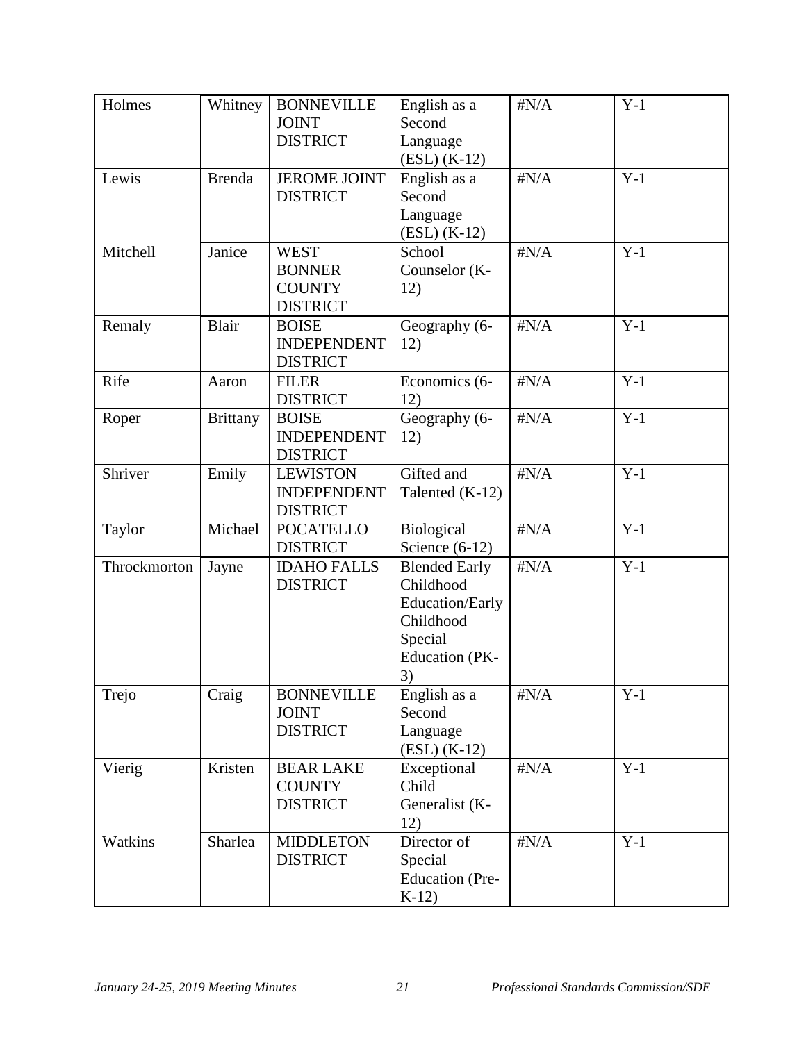| Holmes | Whitney | BONNEVILLE JOINT DISTRICT | English as a Second Language (ESL) (K-12) | #N/A | Y-1 |
|---|---|---|---|---|---|
| Lewis | Brenda | JEROME JOINT DISTRICT | English as a Second Language (ESL) (K-12) | #N/A | Y-1 |
| Mitchell | Janice | WEST BONNER COUNTY DISTRICT | School Counselor (K-12) | #N/A | Y-1 |
| Remaly | Blair | BOISE INDEPENDENT DISTRICT | Geography (6-12) | #N/A | Y-1 |
| Rife | Aaron | FILER DISTRICT | Economics (6-12) | #N/A | Y-1 |
| Roper | Brittany | BOISE INDEPENDENT DISTRICT | Geography (6-12) | #N/A | Y-1 |
| Shriver | Emily | LEWISTON INDEPENDENT DISTRICT | Gifted and Talented (K-12) | #N/A | Y-1 |
| Taylor | Michael | POCATELLO DISTRICT | Biological Science (6-12) | #N/A | Y-1 |
| Throckmorton | Jayne | IDAHO FALLS DISTRICT | Blended Early Childhood Education/Early Childhood Special Education (PK-3) | #N/A | Y-1 |
| Trejo | Craig | BONNEVILLE JOINT DISTRICT | English as a Second Language (ESL) (K-12) | #N/A | Y-1 |
| Vierig | Kristen | BEAR LAKE COUNTY DISTRICT | Exceptional Child Generalist (K-12) | #N/A | Y-1 |
| Watkins | Sharlea | MIDDLETON DISTRICT | Director of Special Education (Pre-K-12) | #N/A | Y-1 |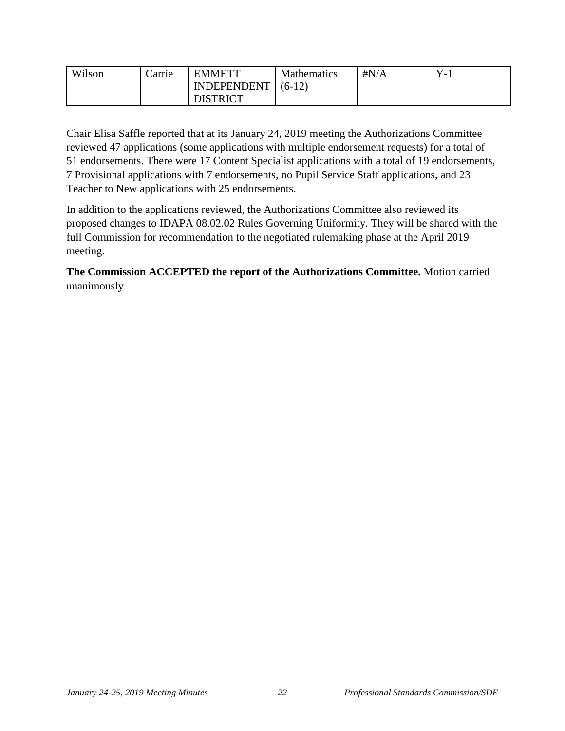| Wilson | Carrie | EMMETT INDEPENDENT DISTRICT | Mathematics (6-12) | #N/A | Y-1 |
|---|---|---|---|---|---|

Chair Elisa Saffle reported that at its January 24, 2019 meeting the Authorizations Committee reviewed 47 applications (some applications with multiple endorsement requests) for a total of 51 endorsements. There were 17 Content Specialist applications with a total of 19 endorsements, 7 Provisional applications with 7 endorsements, no Pupil Service Staff applications, and 23 Teacher to New applications with 25 endorsements.

In addition to the applications reviewed, the Authorizations Committee also reviewed its proposed changes to IDAPA 08.02.02 Rules Governing Uniformity. They will be shared with the full Commission for recommendation to the negotiated rulemaking phase at the April 2019 meeting.

**The Commission ACCEPTED the report of the Authorizations Committee.** Motion carried unanimously.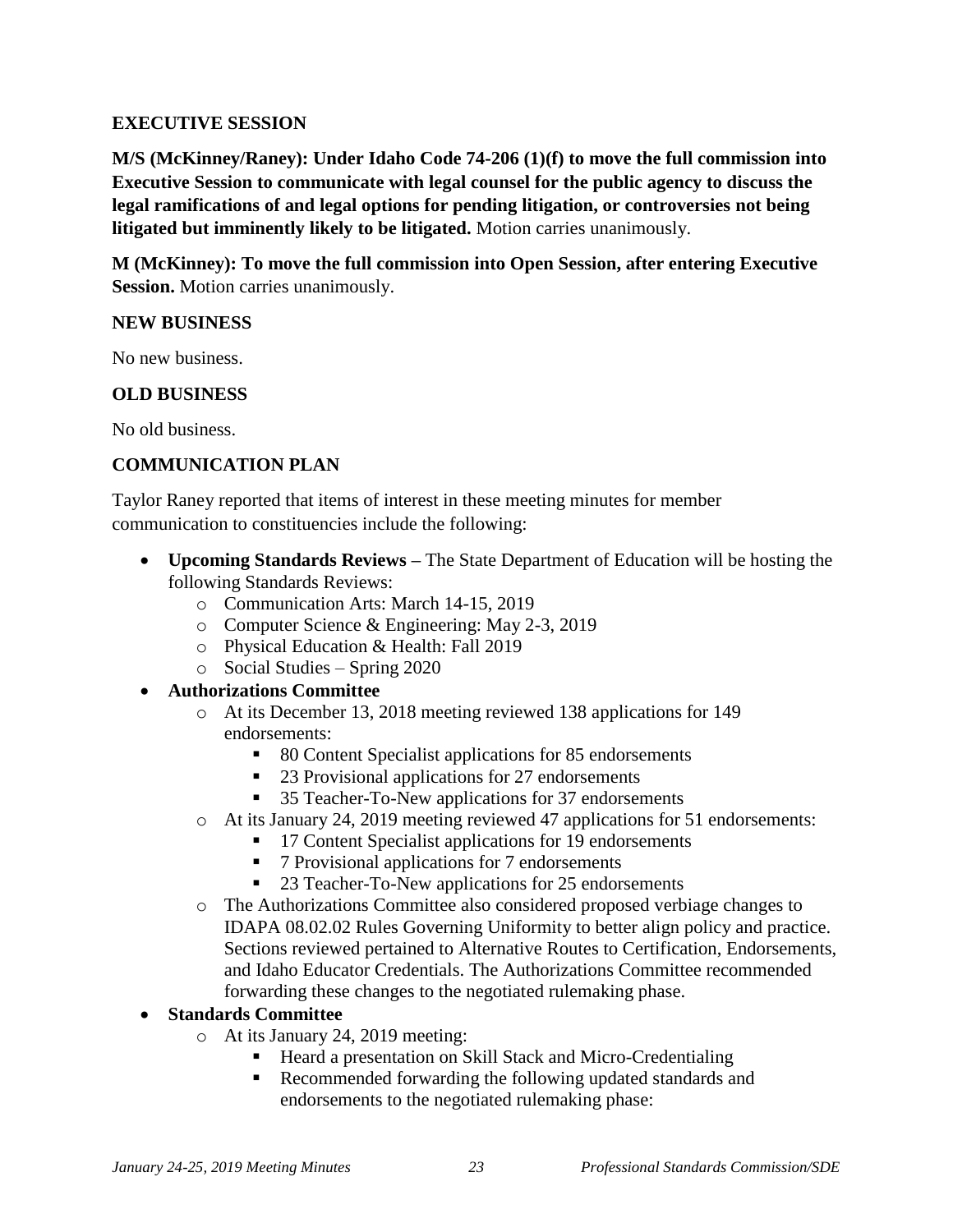## EXECUTIVE SESSION

**M/S (McKinney/Raney): Under Idaho Code 74-206 (1)(f) to move the full commission into Executive Session to communicate with legal counsel for the public agency to discuss the legal ramifications of and legal options for pending litigation, or controversies not being litigated but imminently likely to be litigated.** Motion carries unanimously.

**M (McKinney): To move the full commission into Open Session, after entering Executive Session.** Motion carries unanimously.

## NEW BUSINESS

No new business.

## OLD BUSINESS

No old business.

## COMMUNICATION PLAN

Taylor Raney reported that items of interest in these meeting minutes for member communication to constituencies include the following:

- **Upcoming Standards Reviews –** The State Department of Education will be hosting the following Standards Reviews:
  - Communication Arts: March 14-15, 2019
  - Computer Science & Engineering: May 2-3, 2019
  - Physical Education & Health: Fall 2019
  - Social Studies – Spring 2020
- **Authorizations Committee**
  - At its December 13, 2018 meeting reviewed 138 applications for 149 endorsements:
    - 80 Content Specialist applications for 85 endorsements
    - 23 Provisional applications for 27 endorsements
    - 35 Teacher-To-New applications for 37 endorsements
  - At its January 24, 2019 meeting reviewed 47 applications for 51 endorsements:
    - 17 Content Specialist applications for 19 endorsements
    - 7 Provisional applications for 7 endorsements
    - 23 Teacher-To-New applications for 25 endorsements
  - The Authorizations Committee also considered proposed verbiage changes to IDAPA 08.02.02 Rules Governing Uniformity to better align policy and practice. Sections reviewed pertained to Alternative Routes to Certification, Endorsements, and Idaho Educator Credentials. The Authorizations Committee recommended forwarding these changes to the negotiated rulemaking phase.
- **Standards Committee**
  - At its January 24, 2019 meeting:
    - Heard a presentation on Skill Stack and Micro-Credentialing
    - Recommended forwarding the following updated standards and endorsements to the negotiated rulemaking phase: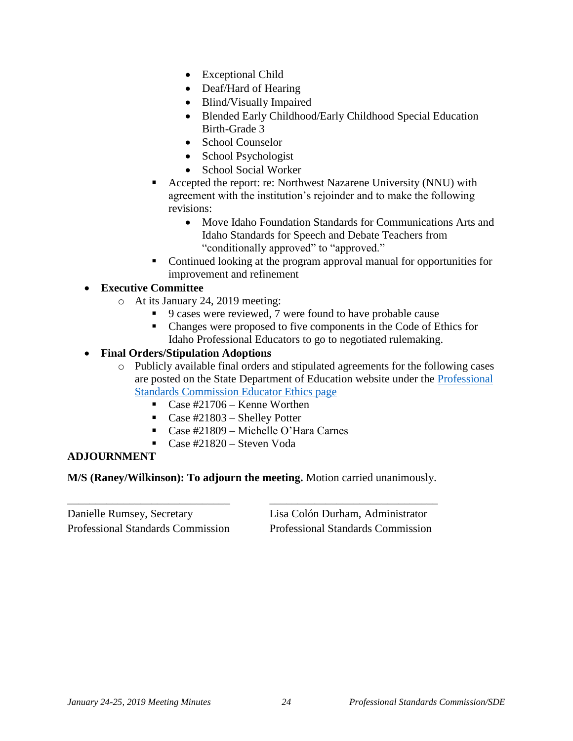- Exceptional Child
- Deaf/Hard of Hearing
- Blind/Visually Impaired
- Blended Early Childhood/Early Childhood Special Education Birth-Grade 3
- School Counselor
- School Psychologist
- School Social Worker

    - Accepted the report: re: Northwest Nazarene University (NNU) with agreement with the institution's rejoinder and to make the following revisions:
        - Move Idaho Foundation Standards for Communications Arts and Idaho Standards for Speech and Debate Teachers from "conditionally approved" to "approved."
    - Continued looking at the program approval manual for opportunities for improvement and refinement

- **Executive Committee**
    - At its January 24, 2019 meeting:
        - 9 cases were reviewed, 7 were found to have probable cause
        - Changes were proposed to five components in the Code of Ethics for Idaho Professional Educators to go to negotiated rulemaking.
- **Final Orders/Stipulation Adoptions**
    - Publicly available final orders and stipulated agreements for the following cases are posted on the State Department of Education website under the Professional Standards Commission Educator Ethics page
        - Case #21706 – Kenne Worthen
        - Case #21803 – Shelley Potter
        - Case #21809 – Michelle O'Hara Carnes
        - Case #21820 – Steven Voda

**ADJOURNMENT**

**M/S (Raney/Wilkinson): To adjourn the meeting.** Motion carried unanimously.

_____________________________ _____________________________

Danielle Rumsey, Secretary
Professional Standards Commission

Lisa Colón Durham, Administrator
Professional Standards Commission